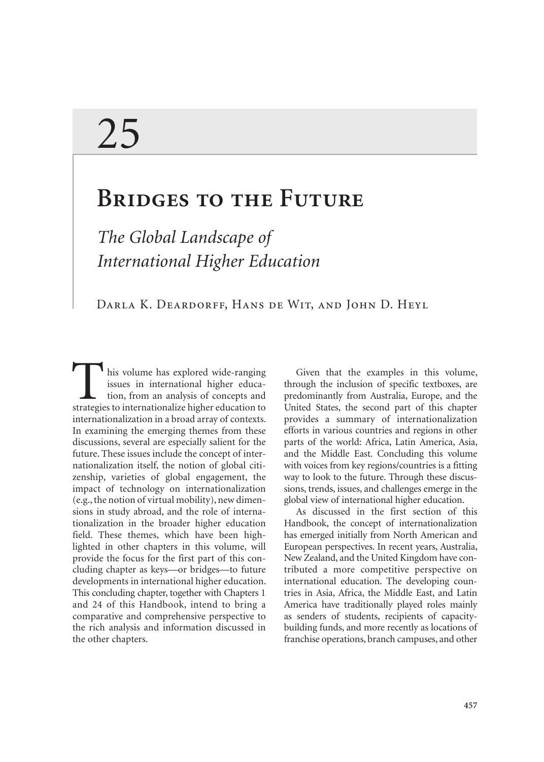# 25

# Bridges to the Future

## *The Global Landscape of International Higher Education*

Darla K. Deardorff, Hans de Wit, and John D. Heyl

This volume has explored wide-ranging issues in international higher education, from an analysis of concepts and strategies to internationalize higher education to internationalization in a broad array of contexts. In examining the emerging themes from these discussions, several are especially salient for the future. These issues include the concept of internationalization itself, the notion of global citizenship, varieties of global engagement, the impact of technology on internationalization (e.g., the notion of virtual mobility), new dimensions in study abroad, and the role of internationalization in the broader higher education field. These themes, which have been highlighted in other chapters in this volume, will provide the focus for the first part of this concluding chapter as keys—or bridges—to future developments in international higher education. This concluding chapter, together with Chapters 1 and 24 of this Handbook, intend to bring a comparative and comprehensive perspective to the rich analysis and information discussed in the other chapters.

Given that the examples in this volume, through the inclusion of specific textboxes, are predominantly from Australia, Europe, and the United States, the second part of this chapter provides a summary of internationalization efforts in various countries and regions in other parts of the world: Africa, Latin America, Asia, and the Middle East. Concluding this volume with voices from key regions/countries is a fitting way to look to the future. Through these discussions, trends, issues, and challenges emerge in the global view of international higher education.

As discussed in the first section of this Handbook, the concept of internationalization has emerged initially from North American and European perspectives. In recent years, Australia, New Zealand, and the United Kingdom have contributed a more competitive perspective on international education. The developing countries in Asia, Africa, the Middle East, and Latin America have traditionally played roles mainly as senders of students, recipients of capacity-building funds, and more recently as locations of franchise operations, branch campuses, and other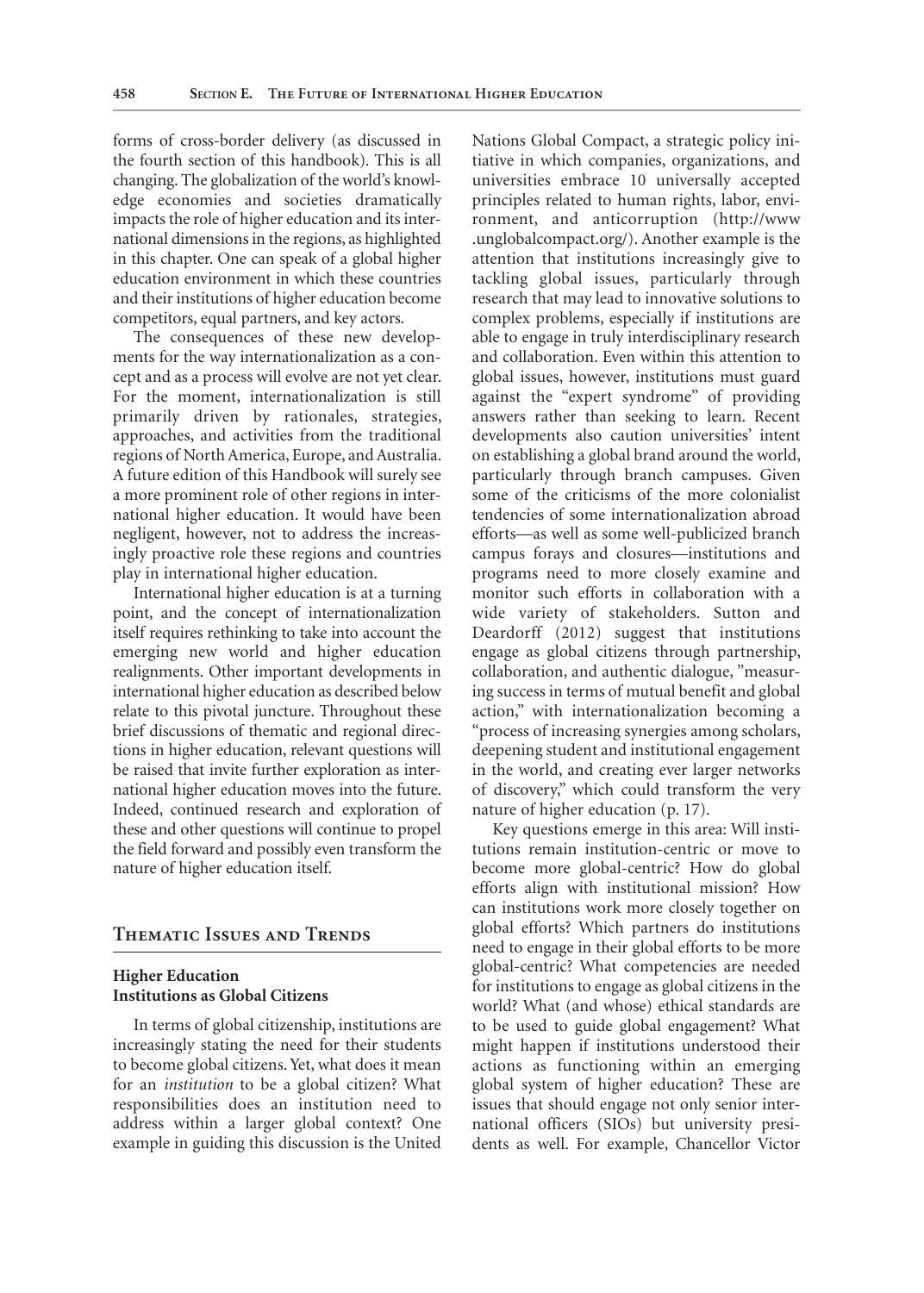forms of cross-border delivery (as discussed in the fourth section of this handbook). This is all changing. The globalization of the world's knowledge economies and societies dramatically impacts the role of higher education and its international dimensions in the regions, as highlighted in this chapter. One can speak of a global higher education environment in which these countries and their institutions of higher education become competitors, equal partners, and key actors.

The consequences of these new developments for the way internationalization as a concept and as a process will evolve are not yet clear. For the moment, internationalization is still primarily driven by rationales, strategies, approaches, and activities from the traditional regions of North America, Europe, and Australia. A future edition of this Handbook will surely see a more prominent role of other regions in international higher education. It would have been negligent, however, not to address the increasingly proactive role these regions and countries play in international higher education.

International higher education is at a turning point, and the concept of internationalization itself requires rethinking to take into account the emerging new world and higher education realignments. Other important developments in international higher education as described below relate to this pivotal juncture. Throughout these brief discussions of thematic and regional directions in higher education, relevant questions will be raised that invite further exploration as international higher education moves into the future. Indeed, continued research and exploration of these and other questions will continue to propel the field forward and possibly even transform the nature of higher education itself.

## Thematic Issues and Trends

### Higher Education Institutions as Global Citizens

In terms of global citizenship, institutions are increasingly stating the need for their students to become global citizens. Yet, what does it mean for an *institution* to be a global citizen? What responsibilities does an institution need to address within a larger global context? One example in guiding this discussion is the United Nations Global Compact, a strategic policy initiative in which companies, organizations, and universities embrace 10 universally accepted principles related to human rights, labor, environment, and anticorruption (http://www.unglobalcompact.org/). Another example is the attention that institutions increasingly give to tackling global issues, particularly through research that may lead to innovative solutions to complex problems, especially if institutions are able to engage in truly interdisciplinary research and collaboration. Even within this attention to global issues, however, institutions must guard against the "expert syndrome" of providing answers rather than seeking to learn. Recent developments also caution universities' intent on establishing a global brand around the world, particularly through branch campuses. Given some of the criticisms of the more colonialist tendencies of some internationalization abroad efforts—as well as some well-publicized branch campus forays and closures—institutions and programs need to more closely examine and monitor such efforts in collaboration with a wide variety of stakeholders. Sutton and Deardorff (2012) suggest that institutions engage as global citizens through partnership, collaboration, and authentic dialogue, "measuring success in terms of mutual benefit and global action," with internationalization becoming a "process of increasing synergies among scholars, deepening student and institutional engagement in the world, and creating ever larger networks of discovery," which could transform the very nature of higher education (p. 17).

Key questions emerge in this area: Will institutions remain institution-centric or move to become more global-centric? How do global efforts align with institutional mission? How can institutions work more closely together on global efforts? Which partners do institutions need to engage in their global efforts to be more global-centric? What competencies are needed for institutions to engage as global citizens in the world? What (and whose) ethical standards are to be used to guide global engagement? What might happen if institutions understood their actions as functioning within an emerging global system of higher education? These are issues that should engage not only senior international officers (SIOs) but university presidents as well. For example, Chancellor Victor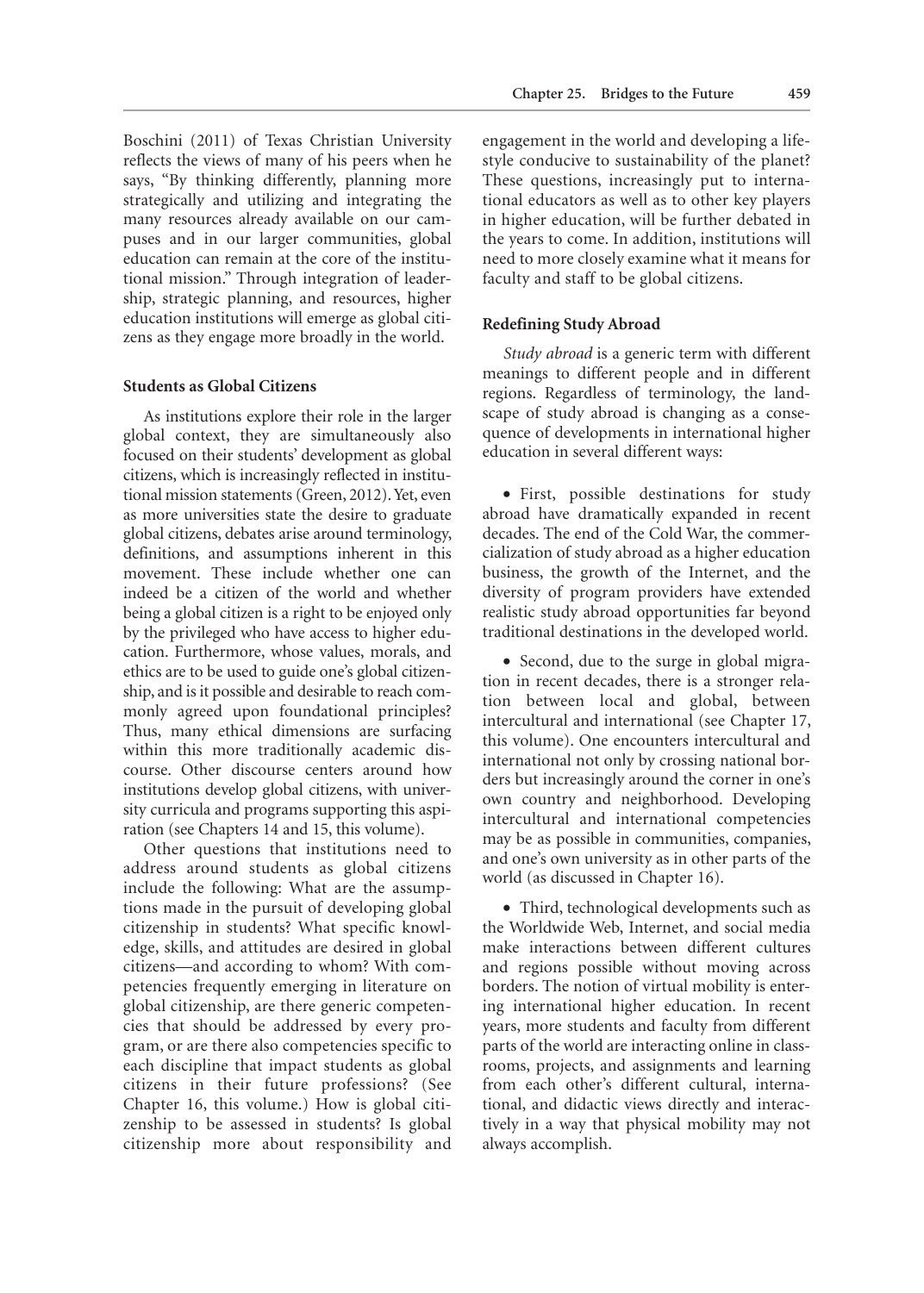Boschini (2011) of Texas Christian University reflects the views of many of his peers when he says, "By thinking differently, planning more strategically and utilizing and integrating the many resources already available on our campuses and in our larger communities, global education can remain at the core of the institutional mission." Through integration of leadership, strategic planning, and resources, higher education institutions will emerge as global citizens as they engage more broadly in the world.

### Students as Global Citizens

As institutions explore their role in the larger global context, they are simultaneously also focused on their students' development as global citizens, which is increasingly reflected in institutional mission statements (Green, 2012). Yet, even as more universities state the desire to graduate global citizens, debates arise around terminology, definitions, and assumptions inherent in this movement. These include whether one can indeed be a citizen of the world and whether being a global citizen is a right to be enjoyed only by the privileged who have access to higher education. Furthermore, whose values, morals, and ethics are to be used to guide one's global citizenship, and is it possible and desirable to reach commonly agreed upon foundational principles? Thus, many ethical dimensions are surfacing within this more traditionally academic discourse. Other discourse centers around how institutions develop global citizens, with university curricula and programs supporting this aspiration (see Chapters 14 and 15, this volume).

Other questions that institutions need to address around students as global citizens include the following: What are the assumptions made in the pursuit of developing global citizenship in students? What specific knowledge, skills, and attitudes are desired in global citizens—and according to whom? With competencies frequently emerging in literature on global citizenship, are there generic competencies that should be addressed by every program, or are there also competencies specific to each discipline that impact students as global citizens in their future professions? (See Chapter 16, this volume.) How is global citizenship to be assessed in students? Is global citizenship more about responsibility and engagement in the world and developing a lifestyle conducive to sustainability of the planet? These questions, increasingly put to international educators as well as to other key players in higher education, will be further debated in the years to come. In addition, institutions will need to more closely examine what it means for faculty and staff to be global citizens.

### Redefining Study Abroad

*Study abroad* is a generic term with different meanings to different people and in different regions. Regardless of terminology, the landscape of study abroad is changing as a consequence of developments in international higher education in several different ways:

- First, possible destinations for study abroad have dramatically expanded in recent decades. The end of the Cold War, the commercialization of study abroad as a higher education business, the growth of the Internet, and the diversity of program providers have extended realistic study abroad opportunities far beyond traditional destinations in the developed world.

- Second, due to the surge in global migration in recent decades, there is a stronger relation between local and global, between intercultural and international (see Chapter 17, this volume). One encounters intercultural and international not only by crossing national borders but increasingly around the corner in one's own country and neighborhood. Developing intercultural and international competencies may be as possible in communities, companies, and one's own university as in other parts of the world (as discussed in Chapter 16).

- Third, technological developments such as the Worldwide Web, Internet, and social media make interactions between different cultures and regions possible without moving across borders. The notion of virtual mobility is entering international higher education. In recent years, more students and faculty from different parts of the world are interacting online in classrooms, projects, and assignments and learning from each other's different cultural, international, and didactic views directly and interactively in a way that physical mobility may not always accomplish.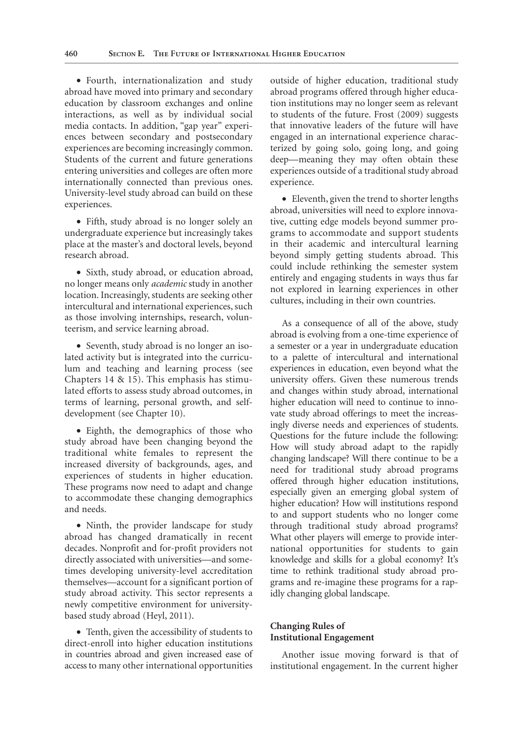- Fourth, internationalization and study abroad have moved into primary and secondary education by classroom exchanges and online interactions, as well as by individual social media contacts. In addition, "gap year" experiences between secondary and postsecondary experiences are becoming increasingly common. Students of the current and future generations entering universities and colleges are often more internationally connected than previous ones. University-level study abroad can build on these experiences.

- Fifth, study abroad is no longer solely an undergraduate experience but increasingly takes place at the master's and doctoral levels, beyond research abroad.

- Sixth, study abroad, or education abroad, no longer means only *academic* study in another location. Increasingly, students are seeking other intercultural and international experiences, such as those involving internships, research, volunteerism, and service learning abroad.

- Seventh, study abroad is no longer an isolated activity but is integrated into the curriculum and teaching and learning process (see Chapters 14 & 15). This emphasis has stimulated efforts to assess study abroad outcomes, in terms of learning, personal growth, and self-development (see Chapter 10).

- Eighth, the demographics of those who study abroad have been changing beyond the traditional white females to represent the increased diversity of backgrounds, ages, and experiences of students in higher education. These programs now need to adapt and change to accommodate these changing demographics and needs.

- Ninth, the provider landscape for study abroad has changed dramatically in recent decades. Nonprofit and for-profit providers not directly associated with universities—and sometimes developing university-level accreditation themselves—account for a significant portion of study abroad activity. This sector represents a newly competitive environment for university-based study abroad (Heyl, 2011).

- Tenth, given the accessibility of students to direct-enroll into higher education institutions in countries abroad and given increased ease of access to many other international opportunities outside of higher education, traditional study abroad programs offered through higher education institutions may no longer seem as relevant to students of the future. Frost (2009) suggests that innovative leaders of the future will have engaged in an international experience characterized by going solo, going long, and going deep—meaning they may often obtain these experiences outside of a traditional study abroad experience.

- Eleventh, given the trend to shorter lengths abroad, universities will need to explore innovative, cutting edge models beyond summer programs to accommodate and support students in their academic and intercultural learning beyond simply getting students abroad. This could include rethinking the semester system entirely and engaging students in ways thus far not explored in learning experiences in other cultures, including in their own countries.

As a consequence of all of the above, study abroad is evolving from a one-time experience of a semester or a year in undergraduate education to a palette of intercultural and international experiences in education, even beyond what the university offers. Given these numerous trends and changes within study abroad, international higher education will need to continue to innovate study abroad offerings to meet the increasingly diverse needs and experiences of students. Questions for the future include the following: How will study abroad adapt to the rapidly changing landscape? Will there continue to be a need for traditional study abroad programs offered through higher education institutions, especially given an emerging global system of higher education? How will institutions respond to and support students who no longer come through traditional study abroad programs? What other players will emerge to provide international opportunities for students to gain knowledge and skills for a global economy? It's time to rethink traditional study abroad programs and re-imagine these programs for a rapidly changing global landscape.

### Changing Rules of Institutional Engagement

Another issue moving forward is that of institutional engagement. In the current higher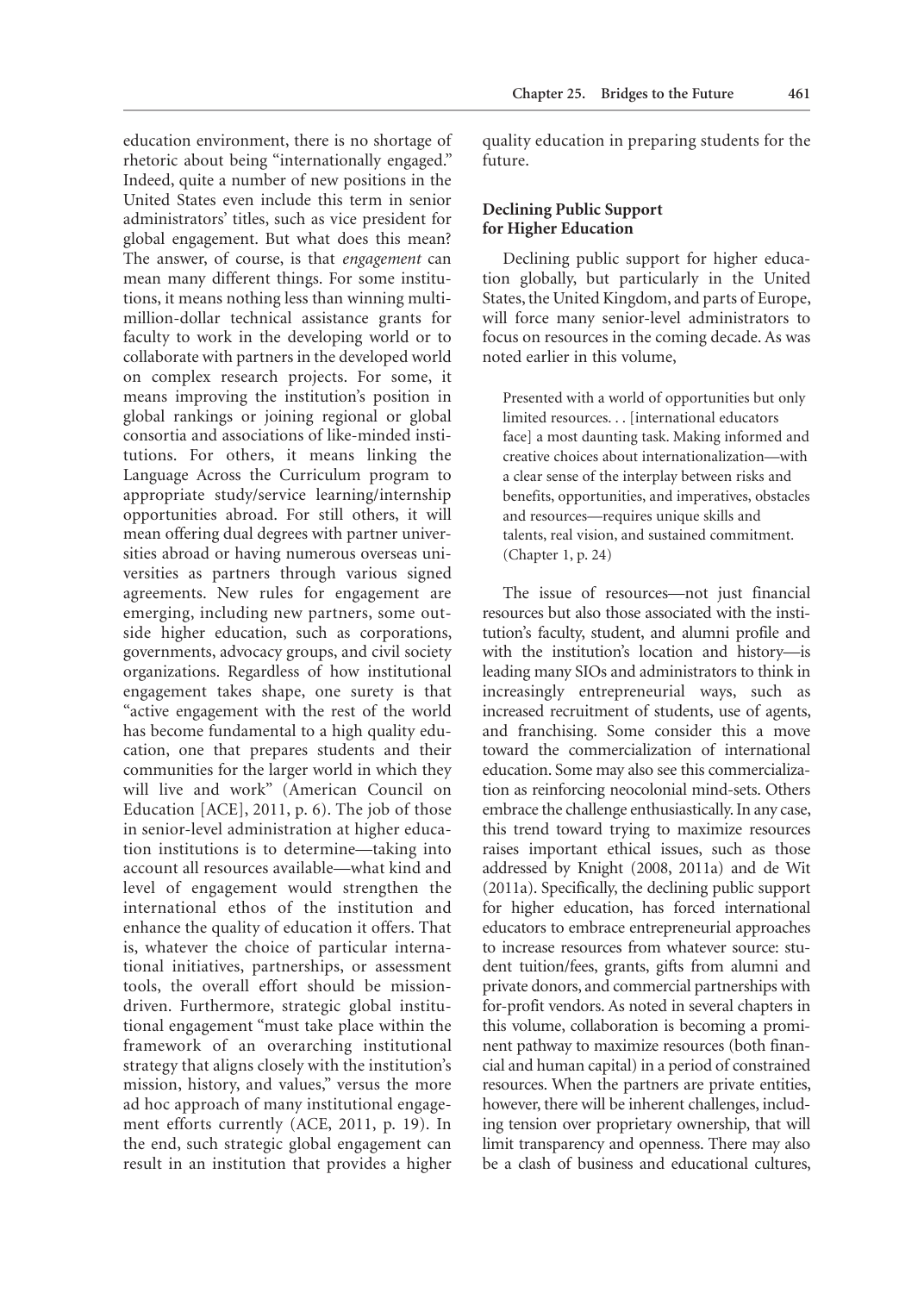education environment, there is no shortage of rhetoric about being "internationally engaged." Indeed, quite a number of new positions in the United States even include this term in senior administrators' titles, such as vice president for global engagement. But what does this mean? The answer, of course, is that *engagement* can mean many different things. For some institutions, it means nothing less than winning multimillion-dollar technical assistance grants for faculty to work in the developing world or to collaborate with partners in the developed world on complex research projects. For some, it means improving the institution's position in global rankings or joining regional or global consortia and associations of like-minded institutions. For others, it means linking the Language Across the Curriculum program to appropriate study/service learning/internship opportunities abroad. For still others, it will mean offering dual degrees with partner universities abroad or having numerous overseas universities as partners through various signed agreements. New rules for engagement are emerging, including new partners, some outside higher education, such as corporations, governments, advocacy groups, and civil society organizations. Regardless of how institutional engagement takes shape, one surety is that "active engagement with the rest of the world has become fundamental to a high quality education, one that prepares students and their communities for the larger world in which they will live and work" (American Council on Education [ACE], 2011, p. 6). The job of those in senior-level administration at higher education institutions is to determine—taking into account all resources available—what kind and level of engagement would strengthen the international ethos of the institution and enhance the quality of education it offers. That is, whatever the choice of particular international initiatives, partnerships, or assessment tools, the overall effort should be mission-driven. Furthermore, strategic global institutional engagement "must take place within the framework of an overarching institutional strategy that aligns closely with the institution's mission, history, and values," versus the more ad hoc approach of many institutional engagement efforts currently (ACE, 2011, p. 19). In the end, such strategic global engagement can result in an institution that provides a higher quality education in preparing students for the future.

### Declining Public Support for Higher Education

Declining public support for higher education globally, but particularly in the United States, the United Kingdom, and parts of Europe, will force many senior-level administrators to focus on resources in the coming decade. As was noted earlier in this volume,

> Presented with a world of opportunities but only limited resources. . . [international educators face] a most daunting task. Making informed and creative choices about internationalization—with a clear sense of the interplay between risks and benefits, opportunities, and imperatives, obstacles and resources—requires unique skills and talents, real vision, and sustained commitment. (Chapter 1, p. 24)

The issue of resources—not just financial resources but also those associated with the institution's faculty, student, and alumni profile and with the institution's location and history—is leading many SIOs and administrators to think in increasingly entrepreneurial ways, such as increased recruitment of students, use of agents, and franchising. Some consider this a move toward the commercialization of international education. Some may also see this commercialization as reinforcing neocolonial mind-sets. Others embrace the challenge enthusiastically. In any case, this trend toward trying to maximize resources raises important ethical issues, such as those addressed by Knight (2008, 2011a) and de Wit (2011a). Specifically, the declining public support for higher education, has forced international educators to embrace entrepreneurial approaches to increase resources from whatever source: student tuition/fees, grants, gifts from alumni and private donors, and commercial partnerships with for-profit vendors. As noted in several chapters in this volume, collaboration is becoming a prominent pathway to maximize resources (both financial and human capital) in a period of constrained resources. When the partners are private entities, however, there will be inherent challenges, including tension over proprietary ownership, that will limit transparency and openness. There may also be a clash of business and educational cultures,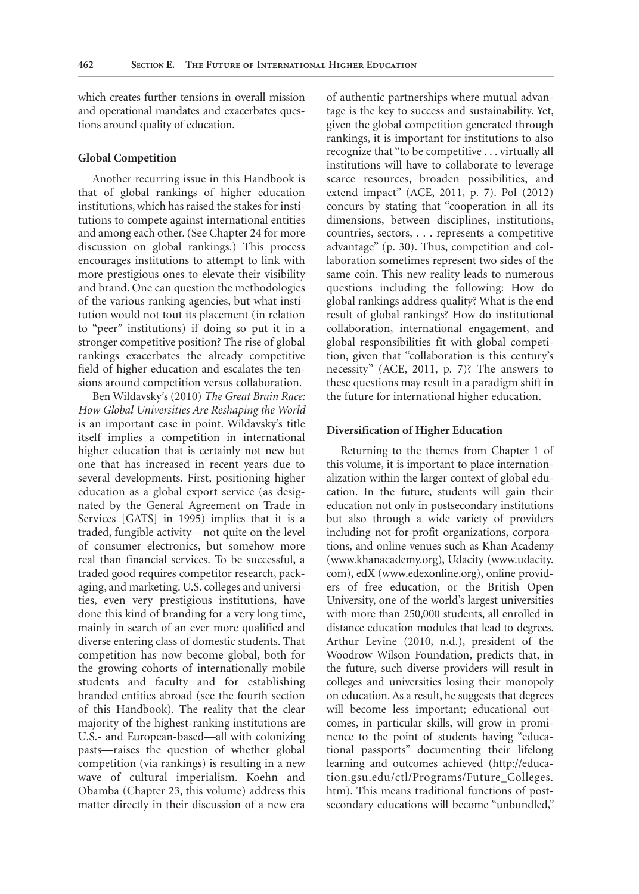which creates further tensions in overall mission and operational mandates and exacerbates questions around quality of education.

### Global Competition

Another recurring issue in this Handbook is that of global rankings of higher education institutions, which has raised the stakes for institutions to compete against international entities and among each other. (See Chapter 24 for more discussion on global rankings.) This process encourages institutions to attempt to link with more prestigious ones to elevate their visibility and brand. One can question the methodologies of the various ranking agencies, but what institution would not tout its placement (in relation to "peer" institutions) if doing so put it in a stronger competitive position? The rise of global rankings exacerbates the already competitive field of higher education and escalates the tensions around competition versus collaboration.

Ben Wildavsky's (2010) *The Great Brain Race: How Global Universities Are Reshaping the World* is an important case in point. Wildavsky's title itself implies a competition in international higher education that is certainly not new but one that has increased in recent years due to several developments. First, positioning higher education as a global export service (as designated by the General Agreement on Trade in Services [GATS] in 1995) implies that it is a traded, fungible activity—not quite on the level of consumer electronics, but somehow more real than financial services. To be successful, a traded good requires competitor research, packaging, and marketing. U.S. colleges and universities, even very prestigious institutions, have done this kind of branding for a very long time, mainly in search of an ever more qualified and diverse entering class of domestic students. That competition has now become global, both for the growing cohorts of internationally mobile students and faculty and for establishing branded entities abroad (see the fourth section of this Handbook). The reality that the clear majority of the highest-ranking institutions are U.S.- and European-based—all with colonizing pasts—raises the question of whether global competition (via rankings) is resulting in a new wave of cultural imperialism. Koehn and Obamba (Chapter 23, this volume) address this matter directly in their discussion of a new era of authentic partnerships where mutual advantage is the key to success and sustainability. Yet, given the global competition generated through rankings, it is important for institutions to also recognize that "to be competitive . . . virtually all institutions will have to collaborate to leverage scarce resources, broaden possibilities, and extend impact" (ACE, 2011, p. 7). Pol (2012) concurs by stating that "cooperation in all its dimensions, between disciplines, institutions, countries, sectors, . . . represents a competitive advantage" (p. 30). Thus, competition and collaboration sometimes represent two sides of the same coin. This new reality leads to numerous questions including the following: How do global rankings address quality? What is the end result of global rankings? How do institutional collaboration, international engagement, and global responsibilities fit with global competition, given that "collaboration is this century's necessity" (ACE, 2011, p. 7)? The answers to these questions may result in a paradigm shift in the future for international higher education.

### Diversification of Higher Education

Returning to the themes from Chapter 1 of this volume, it is important to place internationalization within the larger context of global education. In the future, students will gain their education not only in postsecondary institutions but also through a wide variety of providers including not-for-profit organizations, corporations, and online venues such as Khan Academy (www.khanacademy.org), Udacity (www.udacity.com), edX (www.edexonline.org), online providers of free education, or the British Open University, one of the world's largest universities with more than 250,000 students, all enrolled in distance education modules that lead to degrees. Arthur Levine (2010, n.d.), president of the Woodrow Wilson Foundation, predicts that, in the future, such diverse providers will result in colleges and universities losing their monopoly on education. As a result, he suggests that degrees will become less important; educational outcomes, in particular skills, will grow in prominence to the point of students having "educational passports" documenting their lifelong learning and outcomes achieved (http://education.gsu.edu/ctl/Programs/Future_Colleges.htm). This means traditional functions of postsecondary educations will become "unbundled,"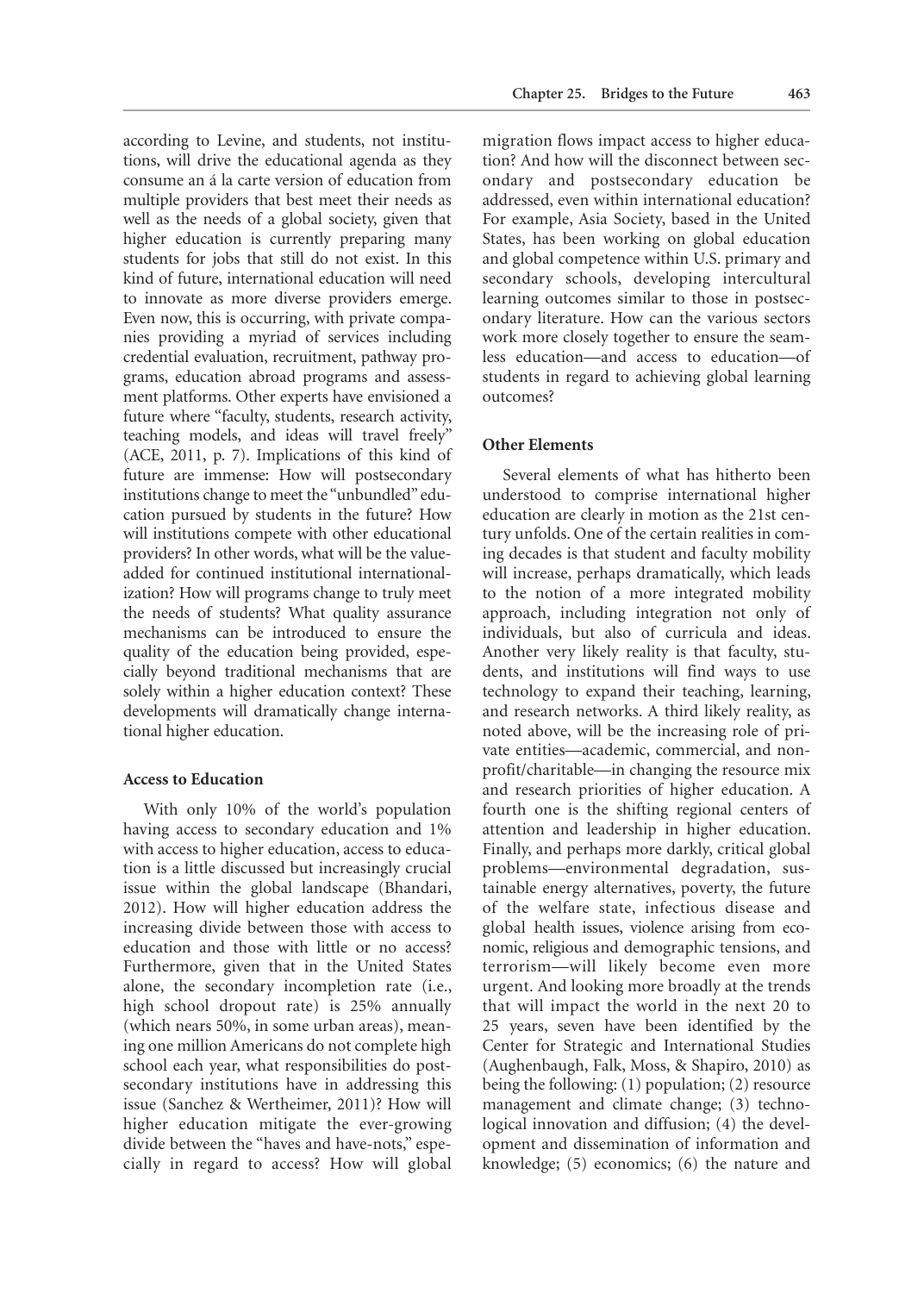according to Levine, and students, not institutions, will drive the educational agenda as they consume an á la carte version of education from multiple providers that best meet their needs as well as the needs of a global society, given that higher education is currently preparing many students for jobs that still do not exist. In this kind of future, international education will need to innovate as more diverse providers emerge. Even now, this is occurring, with private companies providing a myriad of services including credential evaluation, recruitment, pathway programs, education abroad programs and assessment platforms. Other experts have envisioned a future where "faculty, students, research activity, teaching models, and ideas will travel freely" (ACE, 2011, p. 7). Implications of this kind of future are immense: How will postsecondary institutions change to meet the "unbundled" education pursued by students in the future? How will institutions compete with other educational providers? In other words, what will be the value-added for continued institutional internationalization? How will programs change to truly meet the needs of students? What quality assurance mechanisms can be introduced to ensure the quality of the education being provided, especially beyond traditional mechanisms that are solely within a higher education context? These developments will dramatically change international higher education.

### Access to Education

With only 10% of the world's population having access to secondary education and 1% with access to higher education, access to education is a little discussed but increasingly crucial issue within the global landscape (Bhandari, 2012). How will higher education address the increasing divide between those with access to education and those with little or no access? Furthermore, given that in the United States alone, the secondary incompletion rate (i.e., high school dropout rate) is 25% annually (which nears 50%, in some urban areas), meaning one million Americans do not complete high school each year, what responsibilities do postsecondary institutions have in addressing this issue (Sanchez & Wertheimer, 2011)? How will higher education mitigate the ever-growing divide between the "haves and have-nots," especially in regard to access? How will global migration flows impact access to higher education? And how will the disconnect between secondary and postsecondary education be addressed, even within international education? For example, Asia Society, based in the United States, has been working on global education and global competence within U.S. primary and secondary schools, developing intercultural learning outcomes similar to those in postsecondary literature. How can the various sectors work more closely together to ensure the seamless education—and access to education—of students in regard to achieving global learning outcomes?

### Other Elements

Several elements of what has hitherto been understood to comprise international higher education are clearly in motion as the 21st century unfolds. One of the certain realities in coming decades is that student and faculty mobility will increase, perhaps dramatically, which leads to the notion of a more integrated mobility approach, including integration not only of individuals, but also of curricula and ideas. Another very likely reality is that faculty, students, and institutions will find ways to use technology to expand their teaching, learning, and research networks. A third likely reality, as noted above, will be the increasing role of private entities—academic, commercial, and nonprofit/charitable—in changing the resource mix and research priorities of higher education. A fourth one is the shifting regional centers of attention and leadership in higher education. Finally, and perhaps more darkly, critical global problems—environmental degradation, sustainable energy alternatives, poverty, the future of the welfare state, infectious disease and global health issues, violence arising from economic, religious and demographic tensions, and terrorism—will likely become even more urgent. And looking more broadly at the trends that will impact the world in the next 20 to 25 years, seven have been identified by the Center for Strategic and International Studies (Aughenbaugh, Falk, Moss, & Shapiro, 2010) as being the following: (1) population; (2) resource management and climate change; (3) technological innovation and diffusion; (4) the development and dissemination of information and knowledge; (5) economics; (6) the nature and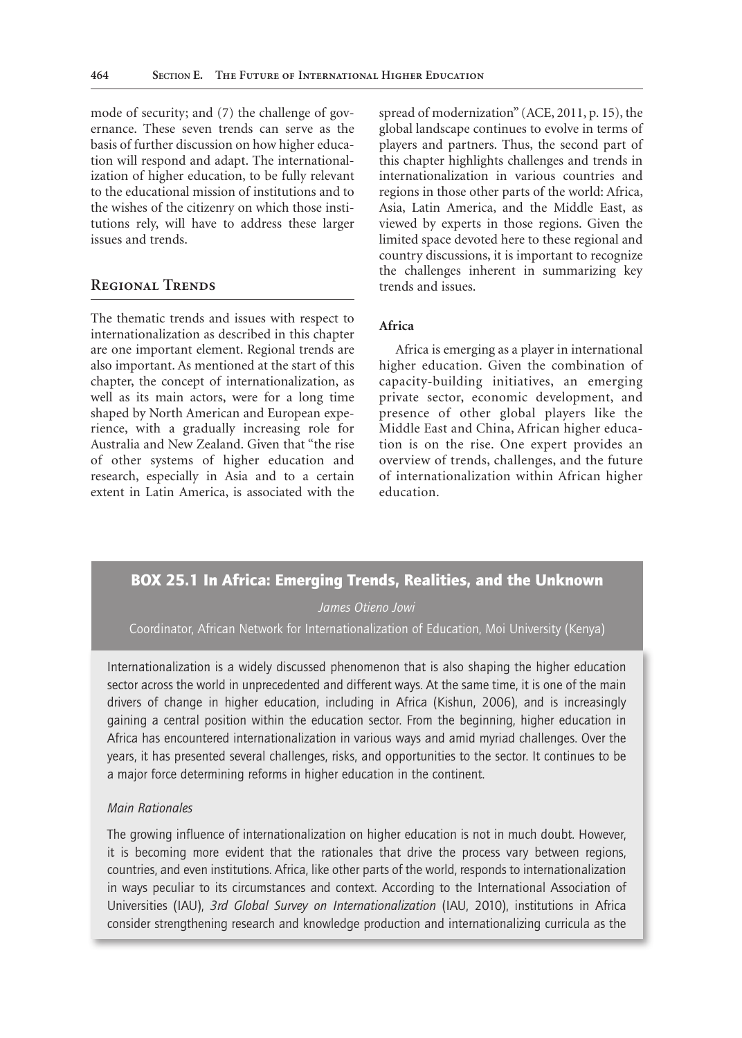mode of security; and (7) the challenge of governance. These seven trends can serve as the basis of further discussion on how higher education will respond and adapt. The internationalization of higher education, to be fully relevant to the educational mission of institutions and to the wishes of the citizenry on which those institutions rely, will have to address these larger issues and trends.

## Regional Trends

The thematic trends and issues with respect to internationalization as described in this chapter are one important element. Regional trends are also important. As mentioned at the start of this chapter, the concept of internationalization, as well as its main actors, were for a long time shaped by North American and European experience, with a gradually increasing role for Australia and New Zealand. Given that "the rise of other systems of higher education and research, especially in Asia and to a certain extent in Latin America, is associated with the spread of modernization" (ACE, 2011, p. 15), the global landscape continues to evolve in terms of players and partners. Thus, the second part of this chapter highlights challenges and trends in internationalization in various countries and regions in those other parts of the world: Africa, Asia, Latin America, and the Middle East, as viewed by experts in those regions. Given the limited space devoted here to these regional and country discussions, it is important to recognize the challenges inherent in summarizing key trends and issues.

### Africa

Africa is emerging as a player in international higher education. Given the combination of capacity-building initiatives, an emerging private sector, economic development, and presence of other global players like the Middle East and China, African higher education is on the rise. One expert provides an overview of trends, challenges, and the future of internationalization within African higher education.

#### BOX 25.1 In Africa: Emerging Trends, Realities, and the Unknown

*James Otieno Jowi*

Coordinator, African Network for Internationalization of Education, Moi University (Kenya)

Internationalization is a widely discussed phenomenon that is also shaping the higher education sector across the world in unprecedented and different ways. At the same time, it is one of the main drivers of change in higher education, including in Africa (Kishun, 2006), and is increasingly gaining a central position within the education sector. From the beginning, higher education in Africa has encountered internationalization in various ways and amid myriad challenges. Over the years, it has presented several challenges, risks, and opportunities to the sector. It continues to be a major force determining reforms in higher education in the continent.

*Main Rationales*

The growing influence of internationalization on higher education is not in much doubt. However, it is becoming more evident that the rationales that drive the process vary between regions, countries, and even institutions. Africa, like other parts of the world, responds to internationalization in ways peculiar to its circumstances and context. According to the International Association of Universities (IAU), *3rd Global Survey on Internationalization* (IAU, 2010), institutions in Africa consider strengthening research and knowledge production and internationalizing curricula as the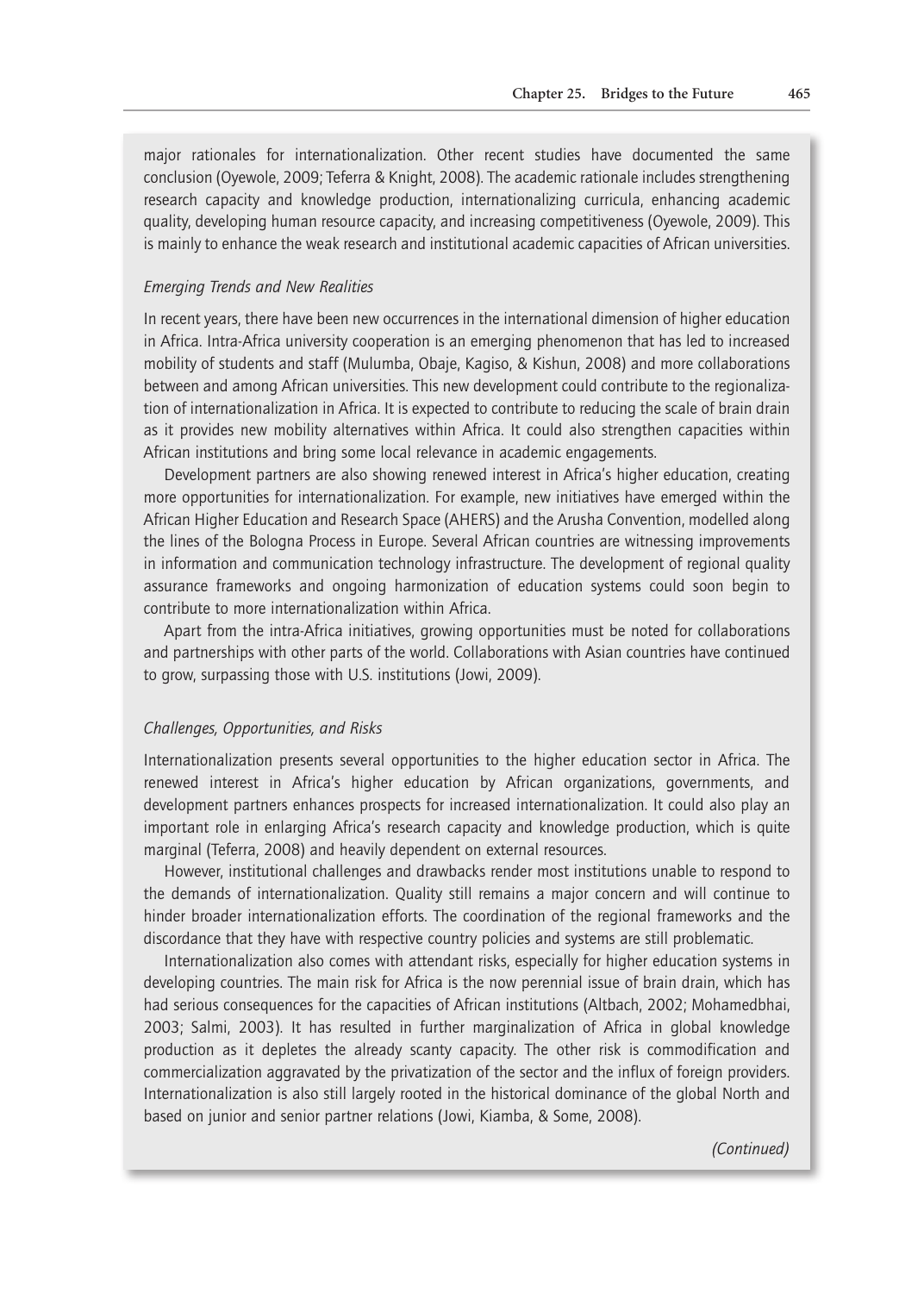major rationales for internationalization. Other recent studies have documented the same conclusion (Oyewole, 2009; Teferra & Knight, 2008). The academic rationale includes strengthening research capacity and knowledge production, internationalizing curricula, enhancing academic quality, developing human resource capacity, and increasing competitiveness (Oyewole, 2009). This is mainly to enhance the weak research and institutional academic capacities of African universities.

*Emerging Trends and New Realities*

In recent years, there have been new occurrences in the international dimension of higher education in Africa. Intra-Africa university cooperation is an emerging phenomenon that has led to increased mobility of students and staff (Mulumba, Obaje, Kagiso, & Kishun, 2008) and more collaborations between and among African universities. This new development could contribute to the regionalization of internationalization in Africa. It is expected to contribute to reducing the scale of brain drain as it provides new mobility alternatives within Africa. It could also strengthen capacities within African institutions and bring some local relevance in academic engagements.

Development partners are also showing renewed interest in Africa's higher education, creating more opportunities for internationalization. For example, new initiatives have emerged within the African Higher Education and Research Space (AHERS) and the Arusha Convention, modelled along the lines of the Bologna Process in Europe. Several African countries are witnessing improvements in information and communication technology infrastructure. The development of regional quality assurance frameworks and ongoing harmonization of education systems could soon begin to contribute to more internationalization within Africa.

Apart from the intra-Africa initiatives, growing opportunities must be noted for collaborations and partnerships with other parts of the world. Collaborations with Asian countries have continued to grow, surpassing those with U.S. institutions (Jowi, 2009).

*Challenges, Opportunities, and Risks*

Internationalization presents several opportunities to the higher education sector in Africa. The renewed interest in Africa's higher education by African organizations, governments, and development partners enhances prospects for increased internationalization. It could also play an important role in enlarging Africa's research capacity and knowledge production, which is quite marginal (Teferra, 2008) and heavily dependent on external resources.

However, institutional challenges and drawbacks render most institutions unable to respond to the demands of internationalization. Quality still remains a major concern and will continue to hinder broader internationalization efforts. The coordination of the regional frameworks and the discordance that they have with respective country policies and systems are still problematic.

Internationalization also comes with attendant risks, especially for higher education systems in developing countries. The main risk for Africa is the now perennial issue of brain drain, which has had serious consequences for the capacities of African institutions (Altbach, 2002; Mohamedbhai, 2003; Salmi, 2003). It has resulted in further marginalization of Africa in global knowledge production as it depletes the already scanty capacity. The other risk is commodification and commercialization aggravated by the privatization of the sector and the influx of foreign providers. Internationalization is also still largely rooted in the historical dominance of the global North and based on junior and senior partner relations (Jowi, Kiamba, & Some, 2008).

*(Continued)*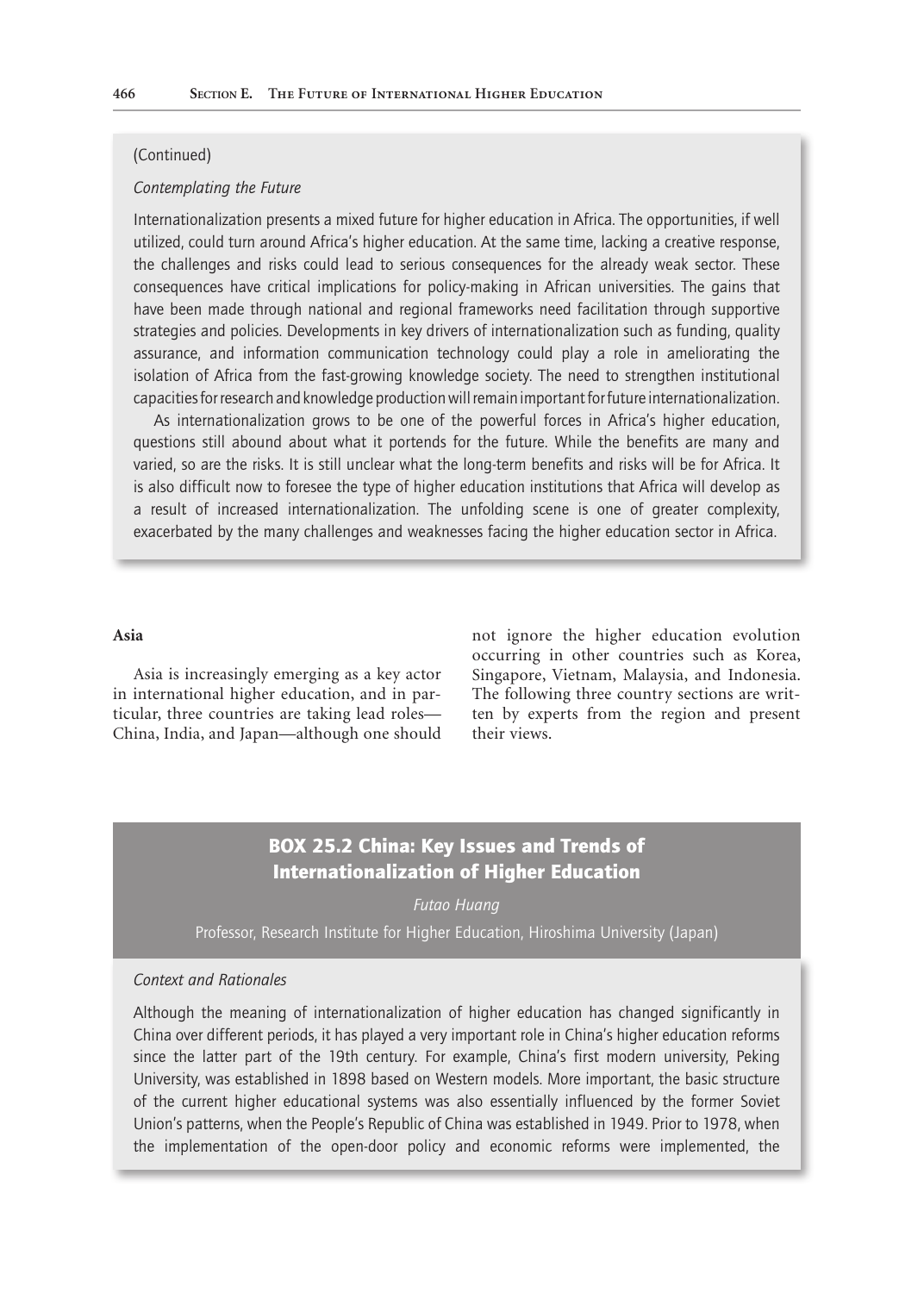(Continued)

*Contemplating the Future*

Internationalization presents a mixed future for higher education in Africa. The opportunities, if well utilized, could turn around Africa's higher education. At the same time, lacking a creative response, the challenges and risks could lead to serious consequences for the already weak sector. These consequences have critical implications for policy-making in African universities. The gains that have been made through national and regional frameworks need facilitation through supportive strategies and policies. Developments in key drivers of internationalization such as funding, quality assurance, and information communication technology could play a role in ameliorating the isolation of Africa from the fast-growing knowledge society. The need to strengthen institutional capacities for research and knowledge production will remain important for future internationalization.

As internationalization grows to be one of the powerful forces in Africa's higher education, questions still abound about what it portends for the future. While the benefits are many and varied, so are the risks. It is still unclear what the long-term benefits and risks will be for Africa. It is also difficult now to foresee the type of higher education institutions that Africa will develop as a result of increased internationalization. The unfolding scene is one of greater complexity, exacerbated by the many challenges and weaknesses facing the higher education sector in Africa.

**Asia**

Asia is increasingly emerging as a key actor in international higher education, and in particular, three countries are taking lead roles—China, India, and Japan—although one should not ignore the higher education evolution occurring in other countries such as Korea, Singapore, Vietnam, Malaysia, and Indonesia. The following three country sections are written by experts from the region and present their views.

## BOX 25.2 China: Key Issues and Trends of Internationalization of Higher Education

*Futao Huang*

Professor, Research Institute for Higher Education, Hiroshima University (Japan)

*Context and Rationales*

Although the meaning of internationalization of higher education has changed significantly in China over different periods, it has played a very important role in China's higher education reforms since the latter part of the 19th century. For example, China's first modern university, Peking University, was established in 1898 based on Western models. More important, the basic structure of the current higher educational systems was also essentially influenced by the former Soviet Union's patterns, when the People's Republic of China was established in 1949. Prior to 1978, when the implementation of the open-door policy and economic reforms were implemented, the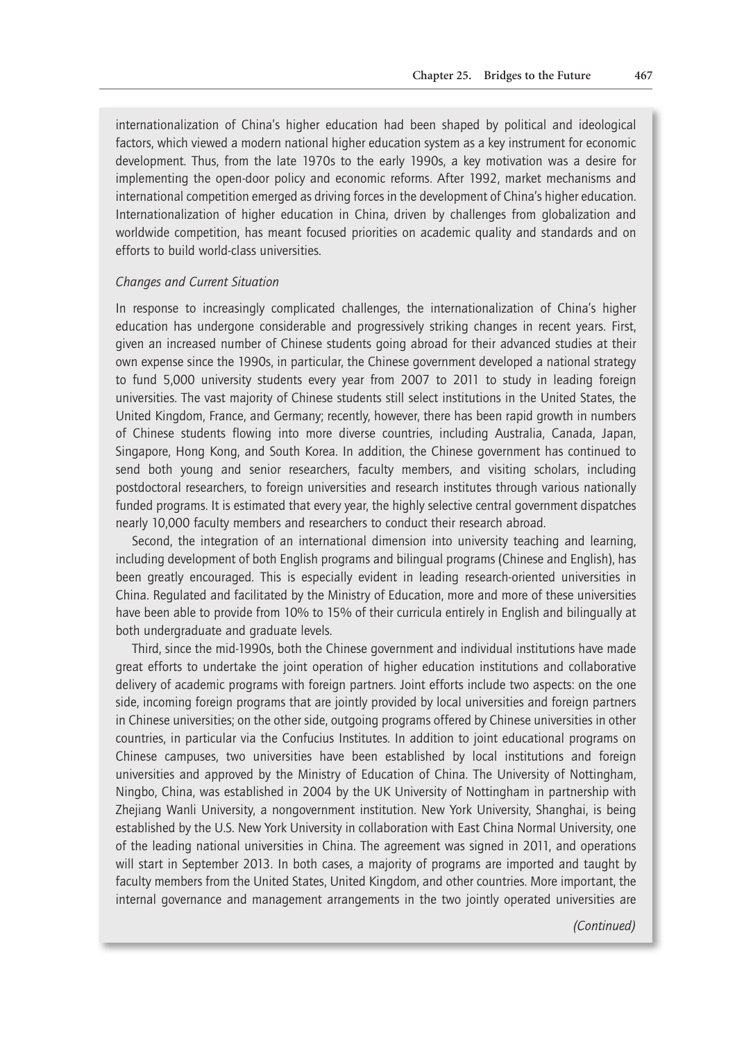internationalization of China's higher education had been shaped by political and ideological factors, which viewed a modern national higher education system as a key instrument for economic development. Thus, from the late 1970s to the early 1990s, a key motivation was a desire for implementing the open-door policy and economic reforms. After 1992, market mechanisms and international competition emerged as driving forces in the development of China's higher education. Internationalization of higher education in China, driven by challenges from globalization and worldwide competition, has meant focused priorities on academic quality and standards and on efforts to build world-class universities.

*Changes and Current Situation*

In response to increasingly complicated challenges, the internationalization of China's higher education has undergone considerable and progressively striking changes in recent years. First, given an increased number of Chinese students going abroad for their advanced studies at their own expense since the 1990s, in particular, the Chinese government developed a national strategy to fund 5,000 university students every year from 2007 to 2011 to study in leading foreign universities. The vast majority of Chinese students still select institutions in the United States, the United Kingdom, France, and Germany; recently, however, there has been rapid growth in numbers of Chinese students flowing into more diverse countries, including Australia, Canada, Japan, Singapore, Hong Kong, and South Korea. In addition, the Chinese government has continued to send both young and senior researchers, faculty members, and visiting scholars, including postdoctoral researchers, to foreign universities and research institutes through various nationally funded programs. It is estimated that every year, the highly selective central government dispatches nearly 10,000 faculty members and researchers to conduct their research abroad.

Second, the integration of an international dimension into university teaching and learning, including development of both English programs and bilingual programs (Chinese and English), has been greatly encouraged. This is especially evident in leading research-oriented universities in China. Regulated and facilitated by the Ministry of Education, more and more of these universities have been able to provide from 10% to 15% of their curricula entirely in English and bilingually at both undergraduate and graduate levels.

Third, since the mid-1990s, both the Chinese government and individual institutions have made great efforts to undertake the joint operation of higher education institutions and collaborative delivery of academic programs with foreign partners. Joint efforts include two aspects: on the one side, incoming foreign programs that are jointly provided by local universities and foreign partners in Chinese universities; on the other side, outgoing programs offered by Chinese universities in other countries, in particular via the Confucius Institutes. In addition to joint educational programs on Chinese campuses, two universities have been established by local institutions and foreign universities and approved by the Ministry of Education of China. The University of Nottingham, Ningbo, China, was established in 2004 by the UK University of Nottingham in partnership with Zhejiang Wanli University, a nongovernment institution. New York University, Shanghai, is being established by the U.S. New York University in collaboration with East China Normal University, one of the leading national universities in China. The agreement was signed in 2011, and operations will start in September 2013. In both cases, a majority of programs are imported and taught by faculty members from the United States, United Kingdom, and other countries. More important, the internal governance and management arrangements in the two jointly operated universities are

*(Continued)*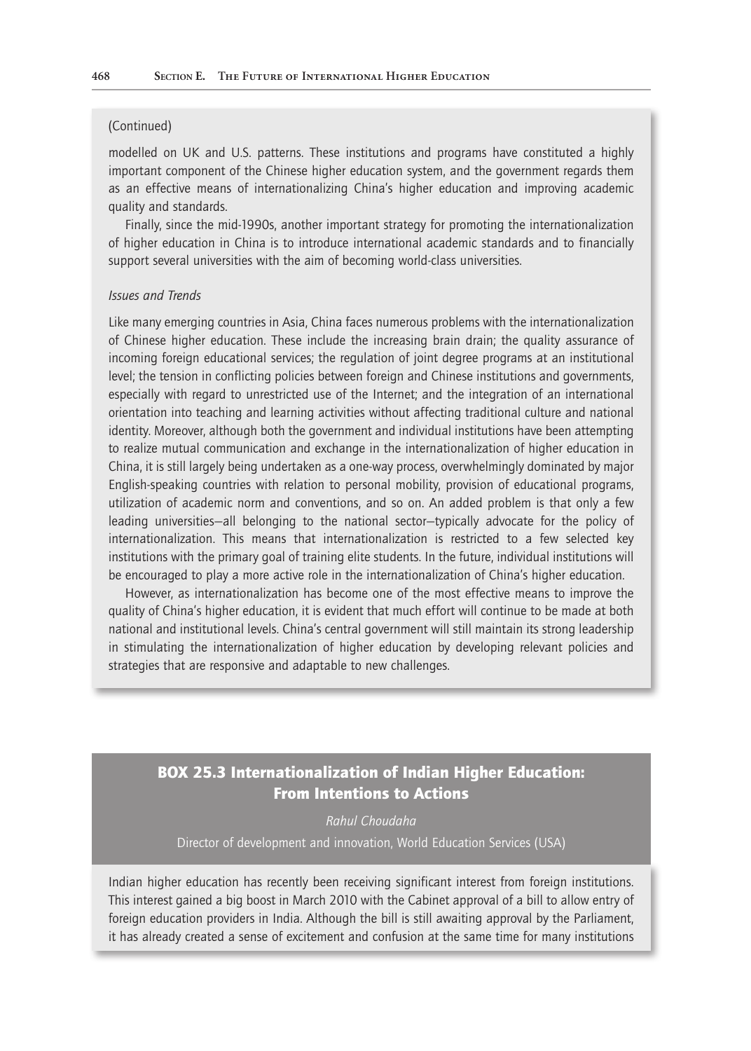(Continued)

modelled on UK and U.S. patterns. These institutions and programs have constituted a highly important component of the Chinese higher education system, and the government regards them as an effective means of internationalizing China's higher education and improving academic quality and standards.

Finally, since the mid-1990s, another important strategy for promoting the internationalization of higher education in China is to introduce international academic standards and to financially support several universities with the aim of becoming world-class universities.

*Issues and Trends*

Like many emerging countries in Asia, China faces numerous problems with the internationalization of Chinese higher education. These include the increasing brain drain; the quality assurance of incoming foreign educational services; the regulation of joint degree programs at an institutional level; the tension in conflicting policies between foreign and Chinese institutions and governments, especially with regard to unrestricted use of the Internet; and the integration of an international orientation into teaching and learning activities without affecting traditional culture and national identity. Moreover, although both the government and individual institutions have been attempting to realize mutual communication and exchange in the internationalization of higher education in China, it is still largely being undertaken as a one-way process, overwhelmingly dominated by major English-speaking countries with relation to personal mobility, provision of educational programs, utilization of academic norm and conventions, and so on. An added problem is that only a few leading universities—all belonging to the national sector—typically advocate for the policy of internationalization. This means that internationalization is restricted to a few selected key institutions with the primary goal of training elite students. In the future, individual institutions will be encouraged to play a more active role in the internationalization of China's higher education.

However, as internationalization has become one of the most effective means to improve the quality of China's higher education, it is evident that much effort will continue to be made at both national and institutional levels. China's central government will still maintain its strong leadership in stimulating the internationalization of higher education by developing relevant policies and strategies that are responsive and adaptable to new challenges.

## BOX 25.3 Internationalization of Indian Higher Education: From Intentions to Actions

*Rahul Choudaha*

Director of development and innovation, World Education Services (USA)

Indian higher education has recently been receiving significant interest from foreign institutions. This interest gained a big boost in March 2010 with the Cabinet approval of a bill to allow entry of foreign education providers in India. Although the bill is still awaiting approval by the Parliament, it has already created a sense of excitement and confusion at the same time for many institutions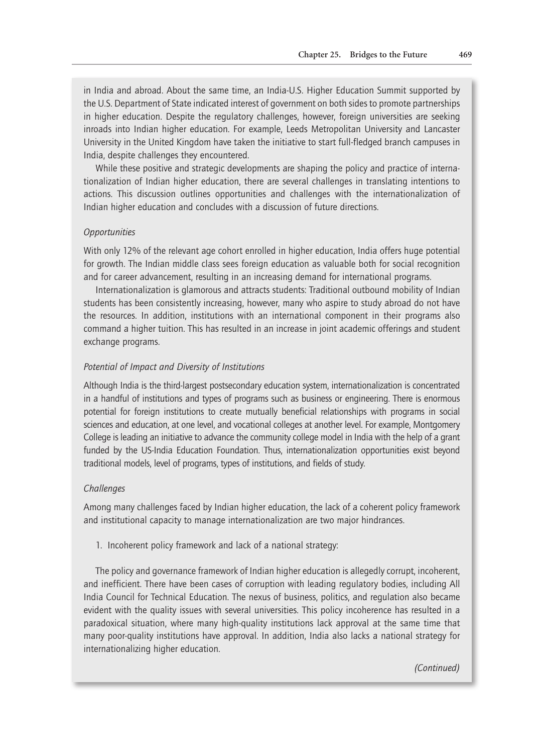in India and abroad. About the same time, an India-U.S. Higher Education Summit supported by the U.S. Department of State indicated interest of government on both sides to promote partnerships in higher education. Despite the regulatory challenges, however, foreign universities are seeking inroads into Indian higher education. For example, Leeds Metropolitan University and Lancaster University in the United Kingdom have taken the initiative to start full-fledged branch campuses in India, despite challenges they encountered.

While these positive and strategic developments are shaping the policy and practice of internationalization of Indian higher education, there are several challenges in translating intentions to actions. This discussion outlines opportunities and challenges with the internationalization of Indian higher education and concludes with a discussion of future directions.

*Opportunities*

With only 12% of the relevant age cohort enrolled in higher education, India offers huge potential for growth. The Indian middle class sees foreign education as valuable both for social recognition and for career advancement, resulting in an increasing demand for international programs.

Internationalization is glamorous and attracts students: Traditional outbound mobility of Indian students has been consistently increasing, however, many who aspire to study abroad do not have the resources. In addition, institutions with an international component in their programs also command a higher tuition. This has resulted in an increase in joint academic offerings and student exchange programs.

*Potential of Impact and Diversity of Institutions*

Although India is the third-largest postsecondary education system, internationalization is concentrated in a handful of institutions and types of programs such as business or engineering. There is enormous potential for foreign institutions to create mutually beneficial relationships with programs in social sciences and education, at one level, and vocational colleges at another level. For example, Montgomery College is leading an initiative to advance the community college model in India with the help of a grant funded by the US-India Education Foundation. Thus, internationalization opportunities exist beyond traditional models, level of programs, types of institutions, and fields of study.

*Challenges*

Among many challenges faced by Indian higher education, the lack of a coherent policy framework and institutional capacity to manage internationalization are two major hindrances.

1. Incoherent policy framework and lack of a national strategy:

The policy and governance framework of Indian higher education is allegedly corrupt, incoherent, and inefficient. There have been cases of corruption with leading regulatory bodies, including All India Council for Technical Education. The nexus of business, politics, and regulation also became evident with the quality issues with several universities. This policy incoherence has resulted in a paradoxical situation, where many high-quality institutions lack approval at the same time that many poor-quality institutions have approval. In addition, India also lacks a national strategy for internationalizing higher education.

*(Continued)*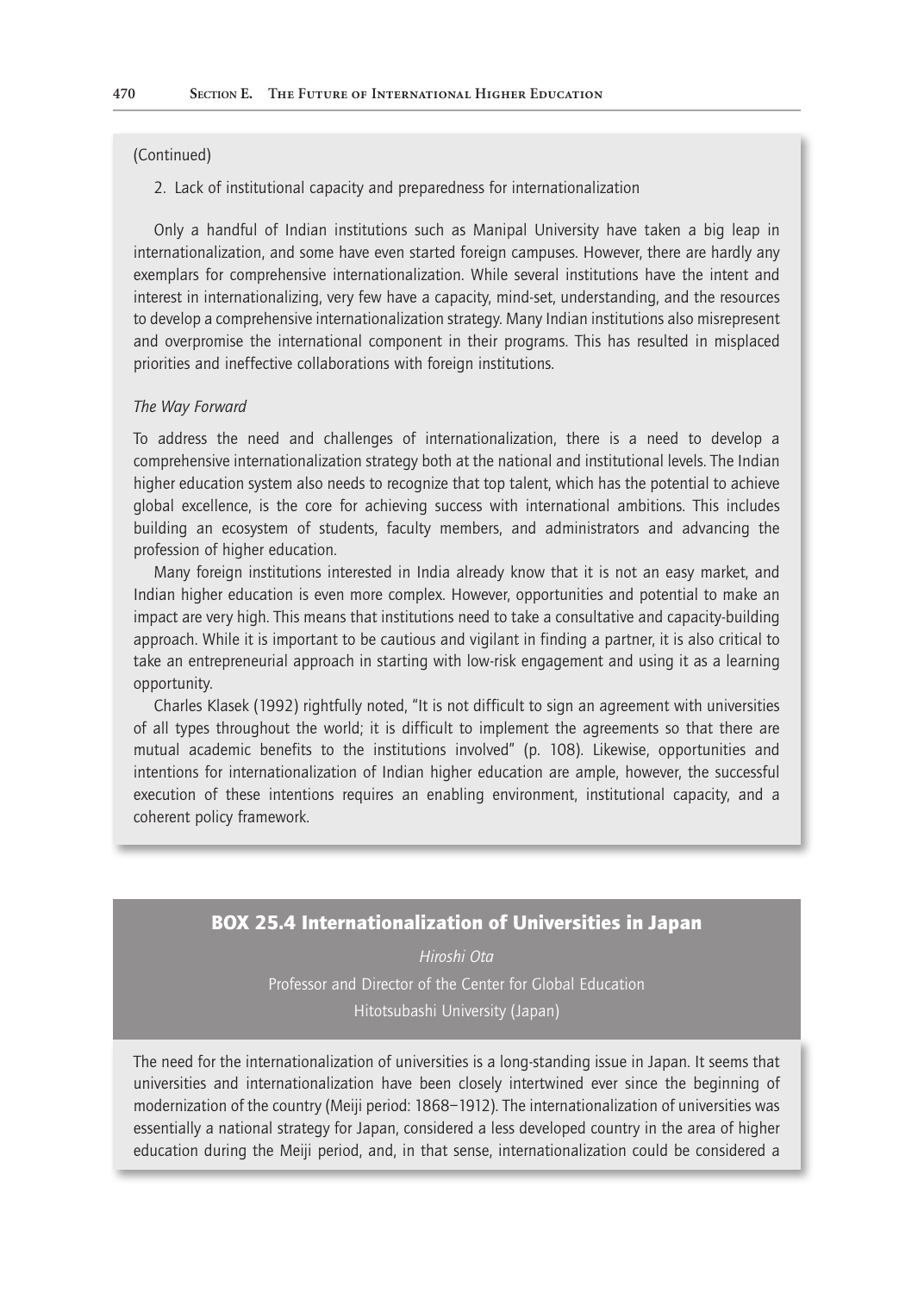(Continued)

2. Lack of institutional capacity and preparedness for internationalization

Only a handful of Indian institutions such as Manipal University have taken a big leap in internationalization, and some have even started foreign campuses. However, there are hardly any exemplars for comprehensive internationalization. While several institutions have the intent and interest in internationalizing, very few have a capacity, mind-set, understanding, and the resources to develop a comprehensive internationalization strategy. Many Indian institutions also misrepresent and overpromise the international component in their programs. This has resulted in misplaced priorities and ineffective collaborations with foreign institutions.

*The Way Forward*

To address the need and challenges of internationalization, there is a need to develop a comprehensive internationalization strategy both at the national and institutional levels. The Indian higher education system also needs to recognize that top talent, which has the potential to achieve global excellence, is the core for achieving success with international ambitions. This includes building an ecosystem of students, faculty members, and administrators and advancing the profession of higher education.

Many foreign institutions interested in India already know that it is not an easy market, and Indian higher education is even more complex. However, opportunities and potential to make an impact are very high. This means that institutions need to take a consultative and capacity-building approach. While it is important to be cautious and vigilant in finding a partner, it is also critical to take an entrepreneurial approach in starting with low-risk engagement and using it as a learning opportunity.

Charles Klasek (1992) rightfully noted, "It is not difficult to sign an agreement with universities of all types throughout the world; it is difficult to implement the agreements so that there are mutual academic benefits to the institutions involved" (p. 108). Likewise, opportunities and intentions for internationalization of Indian higher education are ample, however, the successful execution of these intentions requires an enabling environment, institutional capacity, and a coherent policy framework.

## BOX 25.4 Internationalization of Universities in Japan

*Hiroshi Ota*

Professor and Director of the Center for Global Education

Hitotsubashi University (Japan)

The need for the internationalization of universities is a long-standing issue in Japan. It seems that universities and internationalization have been closely intertwined ever since the beginning of modernization of the country (Meiji period: 1868–1912). The internationalization of universities was essentially a national strategy for Japan, considered a less developed country in the area of higher education during the Meiji period, and, in that sense, internationalization could be considered a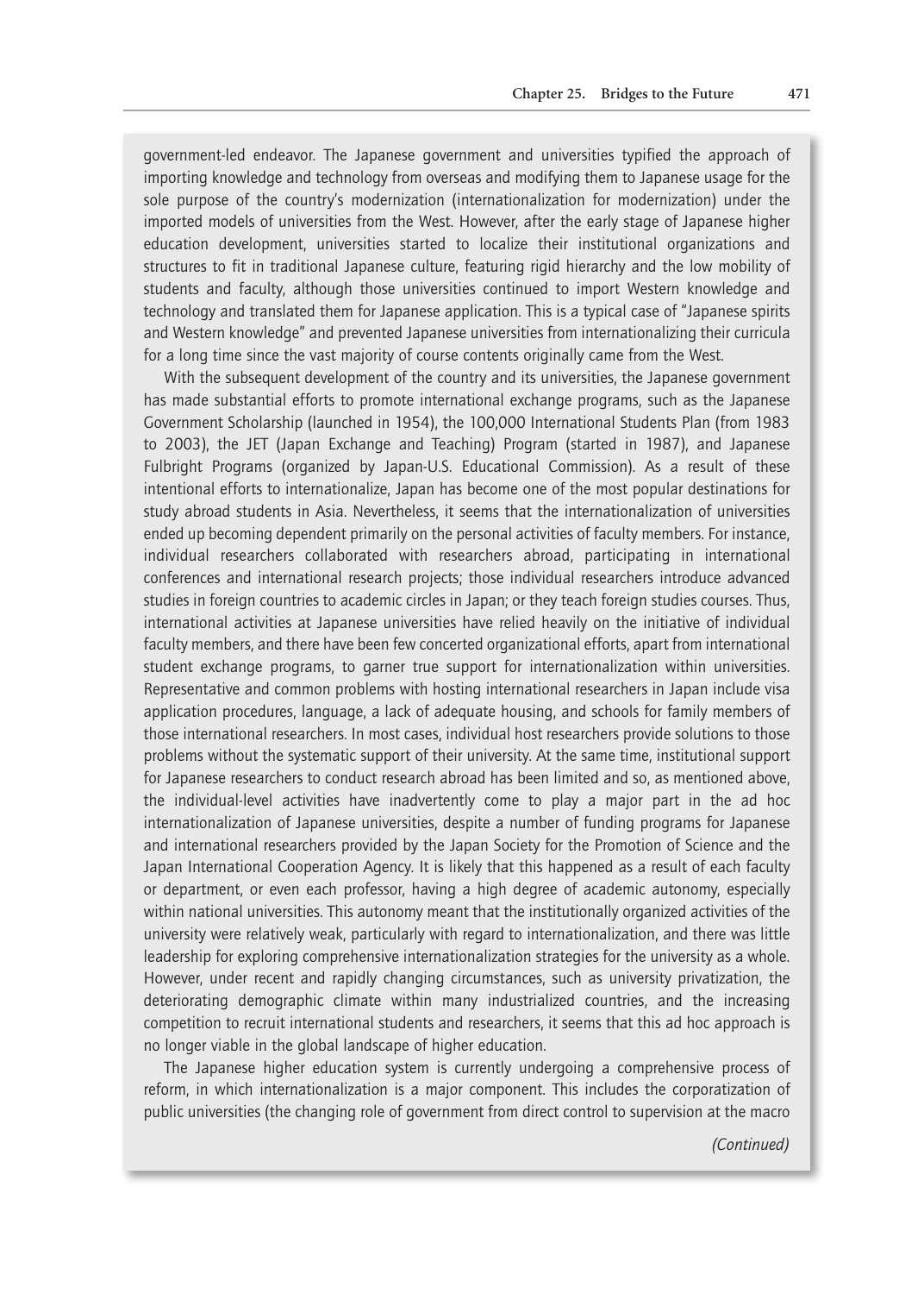government-led endeavor. The Japanese government and universities typified the approach of importing knowledge and technology from overseas and modifying them to Japanese usage for the sole purpose of the country's modernization (internationalization for modernization) under the imported models of universities from the West. However, after the early stage of Japanese higher education development, universities started to localize their institutional organizations and structures to fit in traditional Japanese culture, featuring rigid hierarchy and the low mobility of students and faculty, although those universities continued to import Western knowledge and technology and translated them for Japanese application. This is a typical case of "Japanese spirits and Western knowledge" and prevented Japanese universities from internationalizing their curricula for a long time since the vast majority of course contents originally came from the West.

With the subsequent development of the country and its universities, the Japanese government has made substantial efforts to promote international exchange programs, such as the Japanese Government Scholarship (launched in 1954), the 100,000 International Students Plan (from 1983 to 2003), the JET (Japan Exchange and Teaching) Program (started in 1987), and Japanese Fulbright Programs (organized by Japan-U.S. Educational Commission). As a result of these intentional efforts to internationalize, Japan has become one of the most popular destinations for study abroad students in Asia. Nevertheless, it seems that the internationalization of universities ended up becoming dependent primarily on the personal activities of faculty members. For instance, individual researchers collaborated with researchers abroad, participating in international conferences and international research projects; those individual researchers introduce advanced studies in foreign countries to academic circles in Japan; or they teach foreign studies courses. Thus, international activities at Japanese universities have relied heavily on the initiative of individual faculty members, and there have been few concerted organizational efforts, apart from international student exchange programs, to garner true support for internationalization within universities. Representative and common problems with hosting international researchers in Japan include visa application procedures, language, a lack of adequate housing, and schools for family members of those international researchers. In most cases, individual host researchers provide solutions to those problems without the systematic support of their university. At the same time, institutional support for Japanese researchers to conduct research abroad has been limited and so, as mentioned above, the individual-level activities have inadvertently come to play a major part in the ad hoc internationalization of Japanese universities, despite a number of funding programs for Japanese and international researchers provided by the Japan Society for the Promotion of Science and the Japan International Cooperation Agency. It is likely that this happened as a result of each faculty or department, or even each professor, having a high degree of academic autonomy, especially within national universities. This autonomy meant that the institutionally organized activities of the university were relatively weak, particularly with regard to internationalization, and there was little leadership for exploring comprehensive internationalization strategies for the university as a whole. However, under recent and rapidly changing circumstances, such as university privatization, the deteriorating demographic climate within many industrialized countries, and the increasing competition to recruit international students and researchers, it seems that this ad hoc approach is no longer viable in the global landscape of higher education.

The Japanese higher education system is currently undergoing a comprehensive process of reform, in which internationalization is a major component. This includes the corporatization of public universities (the changing role of government from direct control to supervision at the macro

*(Continued)*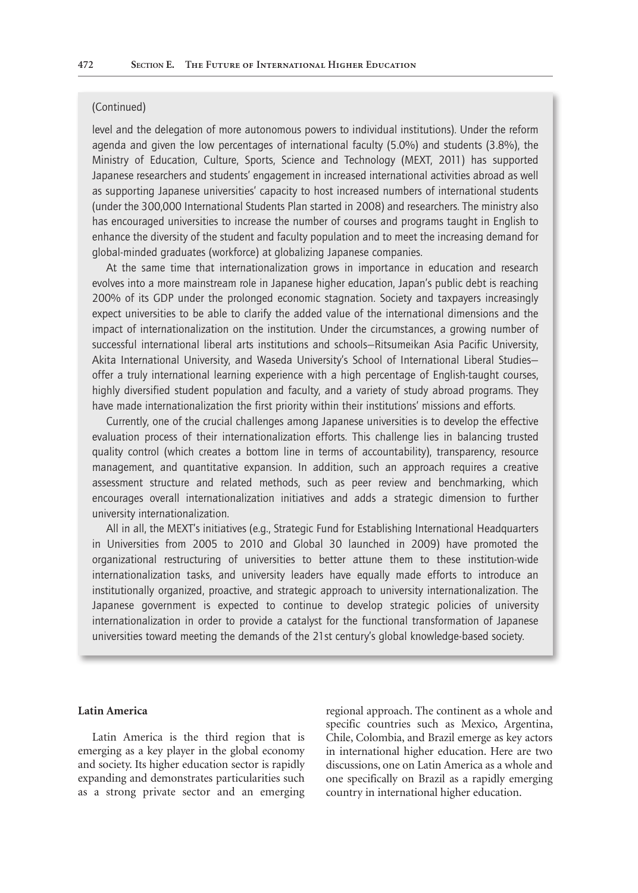(Continued)

level and the delegation of more autonomous powers to individual institutions). Under the reform agenda and given the low percentages of international faculty (5.0%) and students (3.8%), the Ministry of Education, Culture, Sports, Science and Technology (MEXT, 2011) has supported Japanese researchers and students' engagement in increased international activities abroad as well as supporting Japanese universities' capacity to host increased numbers of international students (under the 300,000 International Students Plan started in 2008) and researchers. The ministry also has encouraged universities to increase the number of courses and programs taught in English to enhance the diversity of the student and faculty population and to meet the increasing demand for global-minded graduates (workforce) at globalizing Japanese companies.

At the same time that internationalization grows in importance in education and research evolves into a more mainstream role in Japanese higher education, Japan's public debt is reaching 200% of its GDP under the prolonged economic stagnation. Society and taxpayers increasingly expect universities to be able to clarify the added value of the international dimensions and the impact of internationalization on the institution. Under the circumstances, a growing number of successful international liberal arts institutions and schools—Ritsumeikan Asia Pacific University, Akita International University, and Waseda University's School of International Liberal Studies—offer a truly international learning experience with a high percentage of English-taught courses, highly diversified student population and faculty, and a variety of study abroad programs. They have made internationalization the first priority within their institutions' missions and efforts.

Currently, one of the crucial challenges among Japanese universities is to develop the effective evaluation process of their internationalization efforts. This challenge lies in balancing trusted quality control (which creates a bottom line in terms of accountability), transparency, resource management, and quantitative expansion. In addition, such an approach requires a creative assessment structure and related methods, such as peer review and benchmarking, which encourages overall internationalization initiatives and adds a strategic dimension to further university internationalization.

All in all, the MEXT's initiatives (e.g., Strategic Fund for Establishing International Headquarters in Universities from 2005 to 2010 and Global 30 launched in 2009) have promoted the organizational restructuring of universities to better attune them to these institution-wide internationalization tasks, and university leaders have equally made efforts to introduce an institutionally organized, proactive, and strategic approach to university internationalization. The Japanese government is expected to continue to develop strategic policies of university internationalization in order to provide a catalyst for the functional transformation of Japanese universities toward meeting the demands of the 21st century's global knowledge-based society.

### Latin America

Latin America is the third region that is emerging as a key player in the global economy and society. Its higher education sector is rapidly expanding and demonstrates particularities such as a strong private sector and an emerging regional approach. The continent as a whole and specific countries such as Mexico, Argentina, Chile, Colombia, and Brazil emerge as key actors in international higher education. Here are two discussions, one on Latin America as a whole and one specifically on Brazil as a rapidly emerging country in international higher education.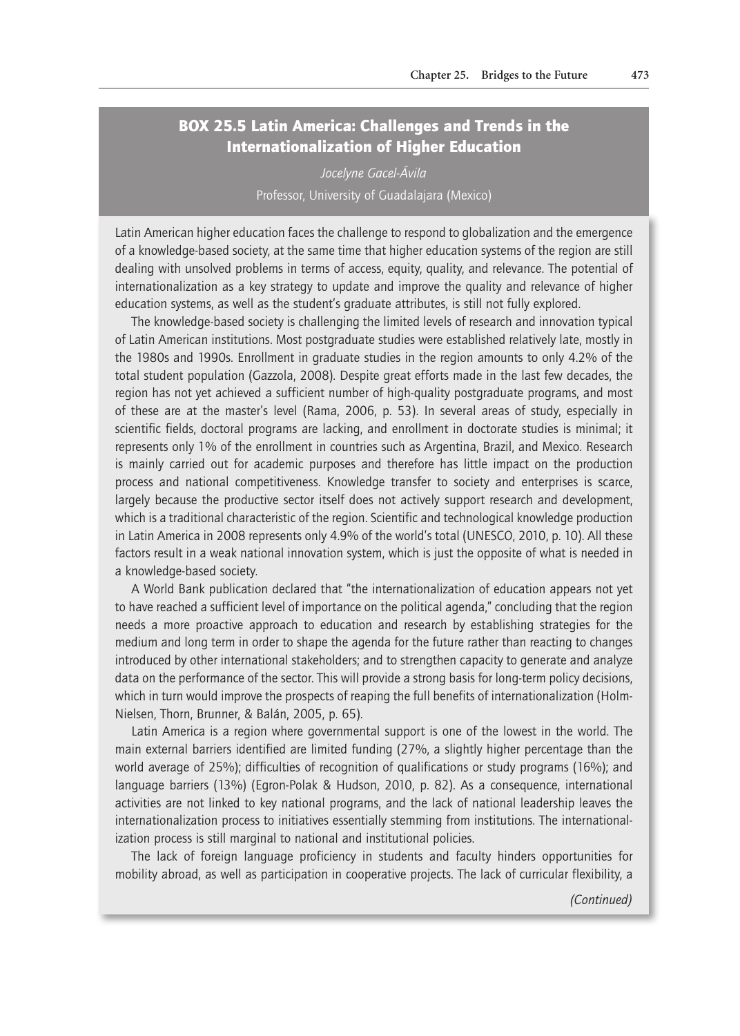## BOX 25.5 Latin America: Challenges and Trends in the Internationalization of Higher Education

*Jocelyne Gacel-Ávila*

Professor, University of Guadalajara (Mexico)

Latin American higher education faces the challenge to respond to globalization and the emergence of a knowledge-based society, at the same time that higher education systems of the region are still dealing with unsolved problems in terms of access, equity, quality, and relevance. The potential of internationalization as a key strategy to update and improve the quality and relevance of higher education systems, as well as the student's graduate attributes, is still not fully explored.

The knowledge-based society is challenging the limited levels of research and innovation typical of Latin American institutions. Most postgraduate studies were established relatively late, mostly in the 1980s and 1990s. Enrollment in graduate studies in the region amounts to only 4.2% of the total student population (Gazzola, 2008). Despite great efforts made in the last few decades, the region has not yet achieved a sufficient number of high-quality postgraduate programs, and most of these are at the master's level (Rama, 2006, p. 53). In several areas of study, especially in scientific fields, doctoral programs are lacking, and enrollment in doctorate studies is minimal; it represents only 1% of the enrollment in countries such as Argentina, Brazil, and Mexico. Research is mainly carried out for academic purposes and therefore has little impact on the production process and national competitiveness. Knowledge transfer to society and enterprises is scarce, largely because the productive sector itself does not actively support research and development, which is a traditional characteristic of the region. Scientific and technological knowledge production in Latin America in 2008 represents only 4.9% of the world's total (UNESCO, 2010, p. 10). All these factors result in a weak national innovation system, which is just the opposite of what is needed in a knowledge-based society.

A World Bank publication declared that "the internationalization of education appears not yet to have reached a sufficient level of importance on the political agenda," concluding that the region needs a more proactive approach to education and research by establishing strategies for the medium and long term in order to shape the agenda for the future rather than reacting to changes introduced by other international stakeholders; and to strengthen capacity to generate and analyze data on the performance of the sector. This will provide a strong basis for long-term policy decisions, which in turn would improve the prospects of reaping the full benefits of internationalization (Holm-Nielsen, Thorn, Brunner, & Balán, 2005, p. 65).

Latin America is a region where governmental support is one of the lowest in the world. The main external barriers identified are limited funding (27%, a slightly higher percentage than the world average of 25%); difficulties of recognition of qualifications or study programs (16%); and language barriers (13%) (Egron-Polak & Hudson, 2010, p. 82). As a consequence, international activities are not linked to key national programs, and the lack of national leadership leaves the internationalization process to initiatives essentially stemming from institutions. The internationalization process is still marginal to national and institutional policies.

The lack of foreign language proficiency in students and faculty hinders opportunities for mobility abroad, as well as participation in cooperative projects. The lack of curricular flexibility, a

*(Continued)*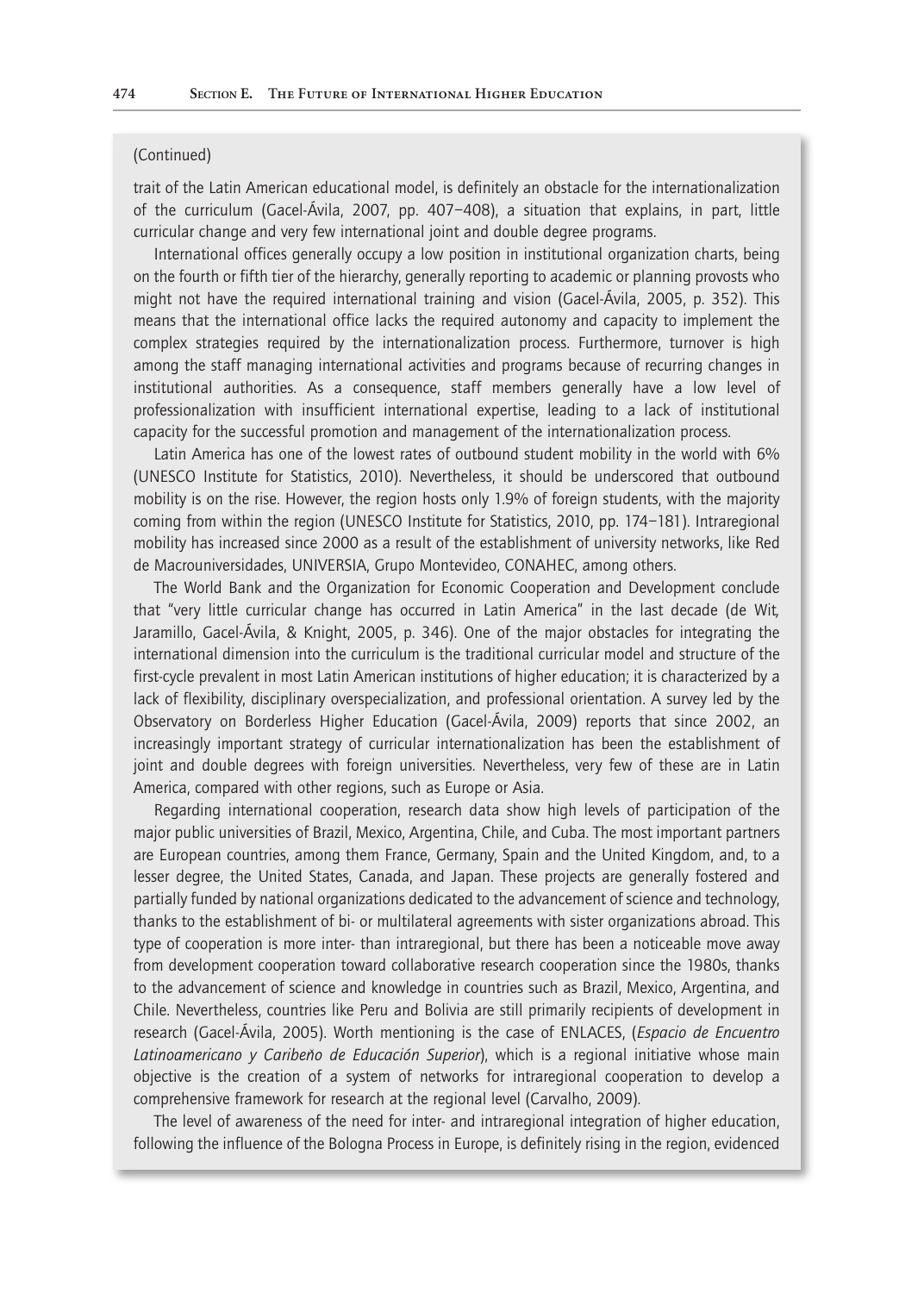(Continued)

trait of the Latin American educational model, is definitely an obstacle for the internationalization of the curriculum (Gacel-Ávila, 2007, pp. 407–408), a situation that explains, in part, little curricular change and very few international joint and double degree programs.

International offices generally occupy a low position in institutional organization charts, being on the fourth or fifth tier of the hierarchy, generally reporting to academic or planning provosts who might not have the required international training and vision (Gacel-Ávila, 2005, p. 352). This means that the international office lacks the required autonomy and capacity to implement the complex strategies required by the internationalization process. Furthermore, turnover is high among the staff managing international activities and programs because of recurring changes in institutional authorities. As a consequence, staff members generally have a low level of professionalization with insufficient international expertise, leading to a lack of institutional capacity for the successful promotion and management of the internationalization process.

Latin America has one of the lowest rates of outbound student mobility in the world with 6% (UNESCO Institute for Statistics, 2010). Nevertheless, it should be underscored that outbound mobility is on the rise. However, the region hosts only 1.9% of foreign students, with the majority coming from within the region (UNESCO Institute for Statistics, 2010, pp. 174–181). Intraregional mobility has increased since 2000 as a result of the establishment of university networks, like Red de Macrouniversidades, UNIVERSIA, Grupo Montevideo, CONAHEC, among others.

The World Bank and the Organization for Economic Cooperation and Development conclude that "very little curricular change has occurred in Latin America" in the last decade (de Wit, Jaramillo, Gacel-Ávila, & Knight, 2005, p. 346). One of the major obstacles for integrating the international dimension into the curriculum is the traditional curricular model and structure of the first-cycle prevalent in most Latin American institutions of higher education; it is characterized by a lack of flexibility, disciplinary overspecialization, and professional orientation. A survey led by the Observatory on Borderless Higher Education (Gacel-Ávila, 2009) reports that since 2002, an increasingly important strategy of curricular internationalization has been the establishment of joint and double degrees with foreign universities. Nevertheless, very few of these are in Latin America, compared with other regions, such as Europe or Asia.

Regarding international cooperation, research data show high levels of participation of the major public universities of Brazil, Mexico, Argentina, Chile, and Cuba. The most important partners are European countries, among them France, Germany, Spain and the United Kingdom, and, to a lesser degree, the United States, Canada, and Japan. These projects are generally fostered and partially funded by national organizations dedicated to the advancement of science and technology, thanks to the establishment of bi- or multilateral agreements with sister organizations abroad. This type of cooperation is more inter- than intraregional, but there has been a noticeable move away from development cooperation toward collaborative research cooperation since the 1980s, thanks to the advancement of science and knowledge in countries such as Brazil, Mexico, Argentina, and Chile. Nevertheless, countries like Peru and Bolivia are still primarily recipients of development in research (Gacel-Ávila, 2005). Worth mentioning is the case of ENLACES, (*Espacio de Encuentro Latinoamericano y Caribeño de Educación Superior*), which is a regional initiative whose main objective is the creation of a system of networks for intraregional cooperation to develop a comprehensive framework for research at the regional level (Carvalho, 2009).

The level of awareness of the need for inter- and intraregional integration of higher education, following the influence of the Bologna Process in Europe, is definitely rising in the region, evidenced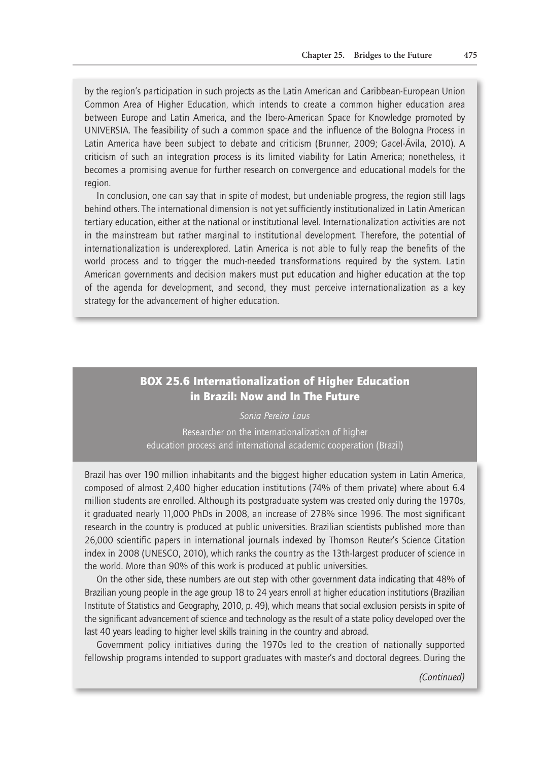by the region's participation in such projects as the Latin American and Caribbean-European Union Common Area of Higher Education, which intends to create a common higher education area between Europe and Latin America, and the Ibero-American Space for Knowledge promoted by UNIVERSIA. The feasibility of such a common space and the influence of the Bologna Process in Latin America have been subject to debate and criticism (Brunner, 2009; Gacel-Ávila, 2010). A criticism of such an integration process is its limited viability for Latin America; nonetheless, it becomes a promising avenue for further research on convergence and educational models for the region.

In conclusion, one can say that in spite of modest, but undeniable progress, the region still lags behind others. The international dimension is not yet sufficiently institutionalized in Latin American tertiary education, either at the national or institutional level. Internationalization activities are not in the mainstream but rather marginal to institutional development. Therefore, the potential of internationalization is underexplored. Latin America is not able to fully reap the benefits of the world process and to trigger the much-needed transformations required by the system. Latin American governments and decision makers must put education and higher education at the top of the agenda for development, and second, they must perceive internationalization as a key strategy for the advancement of higher education.

## BOX 25.6 Internationalization of Higher Education in Brazil: Now and In The Future

*Sonia Pereira Laus*

Researcher on the internationalization of higher education process and international academic cooperation (Brazil)

Brazil has over 190 million inhabitants and the biggest higher education system in Latin America, composed of almost 2,400 higher education institutions (74% of them private) where about 6.4 million students are enrolled. Although its postgraduate system was created only during the 1970s, it graduated nearly 11,000 PhDs in 2008, an increase of 278% since 1996. The most significant research in the country is produced at public universities. Brazilian scientists published more than 26,000 scientific papers in international journals indexed by Thomson Reuter's Science Citation index in 2008 (UNESCO, 2010), which ranks the country as the 13th-largest producer of science in the world. More than 90% of this work is produced at public universities.

On the other side, these numbers are out step with other government data indicating that 48% of Brazilian young people in the age group 18 to 24 years enroll at higher education institutions (Brazilian Institute of Statistics and Geography, 2010, p. 49), which means that social exclusion persists in spite of the significant advancement of science and technology as the result of a state policy developed over the last 40 years leading to higher level skills training in the country and abroad.

Government policy initiatives during the 1970s led to the creation of nationally supported fellowship programs intended to support graduates with master's and doctoral degrees. During the

*(Continued)*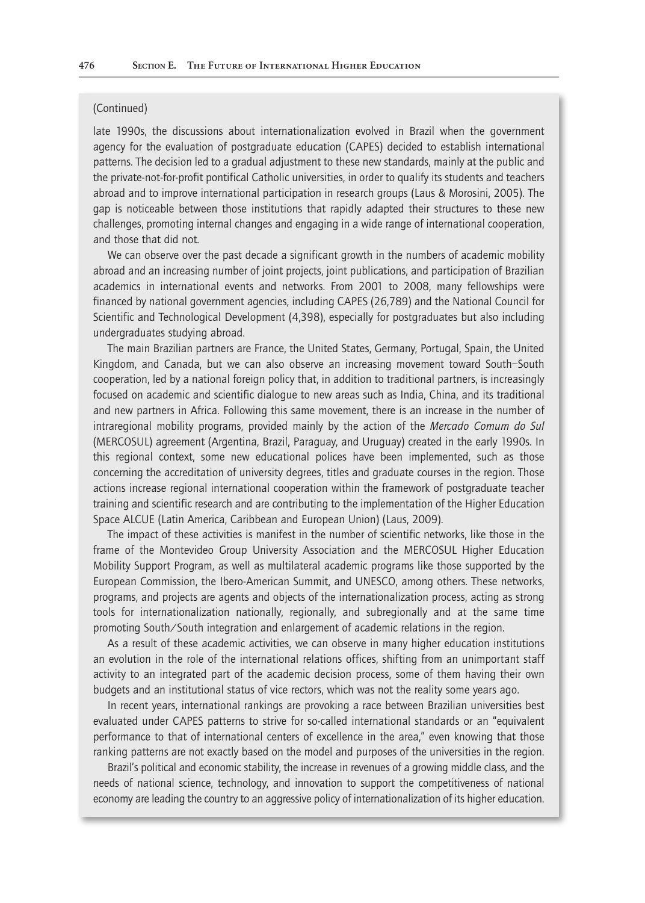(Continued)

late 1990s, the discussions about internationalization evolved in Brazil when the government agency for the evaluation of postgraduate education (CAPES) decided to establish international patterns. The decision led to a gradual adjustment to these new standards, mainly at the public and the private-not-for-profit pontifical Catholic universities, in order to qualify its students and teachers abroad and to improve international participation in research groups (Laus & Morosini, 2005). The gap is noticeable between those institutions that rapidly adapted their structures to these new challenges, promoting internal changes and engaging in a wide range of international cooperation, and those that did not.

We can observe over the past decade a significant growth in the numbers of academic mobility abroad and an increasing number of joint projects, joint publications, and participation of Brazilian academics in international events and networks. From 2001 to 2008, many fellowships were financed by national government agencies, including CAPES (26,789) and the National Council for Scientific and Technological Development (4,398), especially for postgraduates but also including undergraduates studying abroad.

The main Brazilian partners are France, the United States, Germany, Portugal, Spain, the United Kingdom, and Canada, but we can also observe an increasing movement toward South–South cooperation, led by a national foreign policy that, in addition to traditional partners, is increasingly focused on academic and scientific dialogue to new areas such as India, China, and its traditional and new partners in Africa. Following this same movement, there is an increase in the number of intraregional mobility programs, provided mainly by the action of the *Mercado Comum do Sul* (MERCOSUL) agreement (Argentina, Brazil, Paraguay, and Uruguay) created in the early 1990s. In this regional context, some new educational polices have been implemented, such as those concerning the accreditation of university degrees, titles and graduate courses in the region. Those actions increase regional international cooperation within the framework of postgraduate teacher training and scientific research and are contributing to the implementation of the Higher Education Space ALCUE (Latin America, Caribbean and European Union) (Laus, 2009).

The impact of these activities is manifest in the number of scientific networks, like those in the frame of the Montevideo Group University Association and the MERCOSUL Higher Education Mobility Support Program, as well as multilateral academic programs like those supported by the European Commission, the Ibero-American Summit, and UNESCO, among others. These networks, programs, and projects are agents and objects of the internationalization process, acting as strong tools for internationalization nationally, regionally, and subregionally and at the same time promoting South/South integration and enlargement of academic relations in the region.

As a result of these academic activities, we can observe in many higher education institutions an evolution in the role of the international relations offices, shifting from an unimportant staff activity to an integrated part of the academic decision process, some of them having their own budgets and an institutional status of vice rectors, which was not the reality some years ago.

In recent years, international rankings are provoking a race between Brazilian universities best evaluated under CAPES patterns to strive for so-called international standards or an "equivalent performance to that of international centers of excellence in the area," even knowing that those ranking patterns are not exactly based on the model and purposes of the universities in the region.

Brazil's political and economic stability, the increase in revenues of a growing middle class, and the needs of national science, technology, and innovation to support the competitiveness of national economy are leading the country to an aggressive policy of internationalization of its higher education.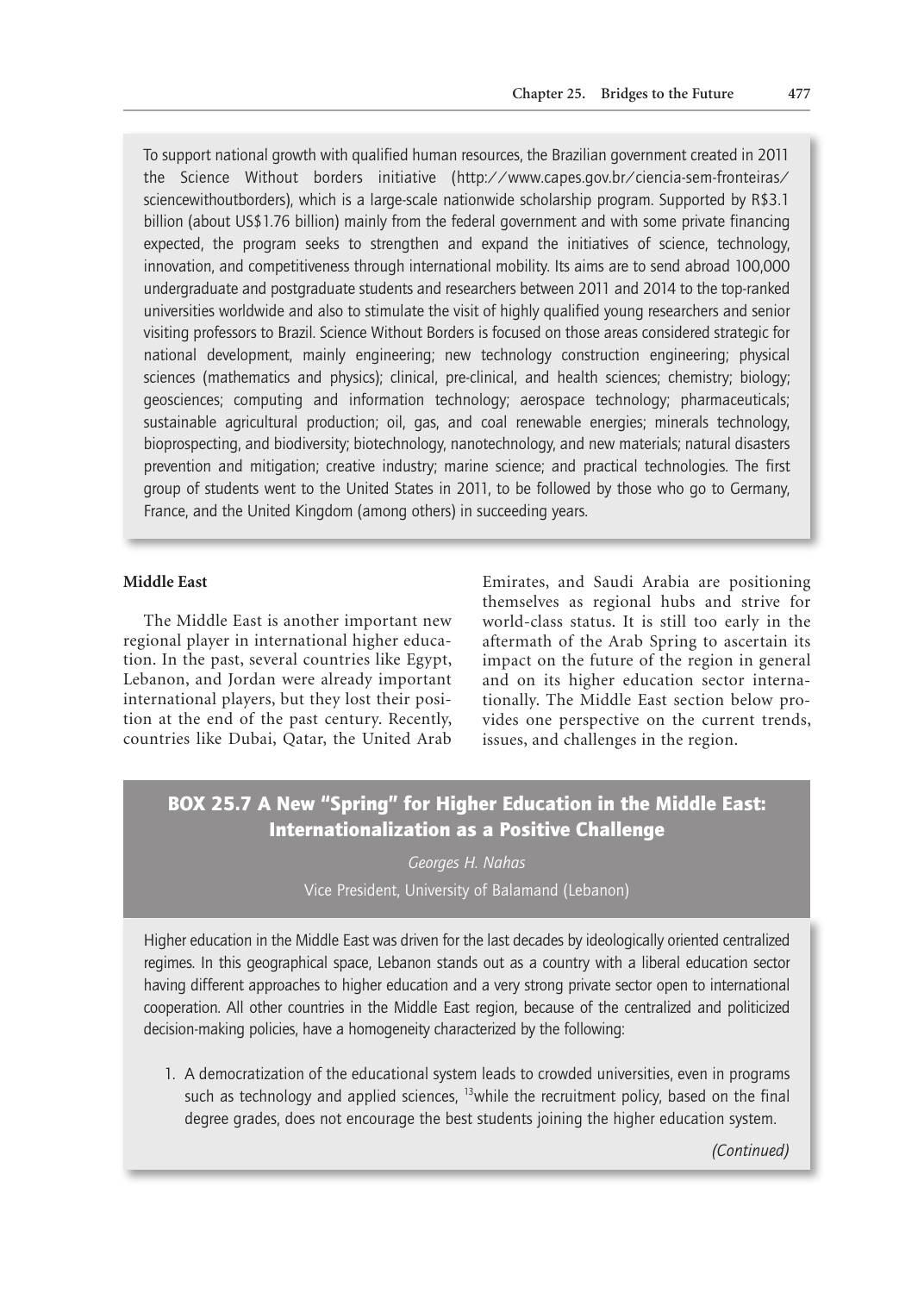To support national growth with qualified human resources, the Brazilian government created in 2011 the Science Without borders initiative (http://www.capes.gov.br/ciencia-sem-fronteiras/sciencewithoutborders), which is a large-scale nationwide scholarship program. Supported by R$3.1 billion (about US$1.76 billion) mainly from the federal government and with some private financing expected, the program seeks to strengthen and expand the initiatives of science, technology, innovation, and competitiveness through international mobility. Its aims are to send abroad 100,000 undergraduate and postgraduate students and researchers between 2011 and 2014 to the top-ranked universities worldwide and also to stimulate the visit of highly qualified young researchers and senior visiting professors to Brazil. Science Without Borders is focused on those areas considered strategic for national development, mainly engineering; new technology construction engineering; physical sciences (mathematics and physics); clinical, pre-clinical, and health sciences; chemistry; biology; geosciences; computing and information technology; aerospace technology; pharmaceuticals; sustainable agricultural production; oil, gas, and coal renewable energies; minerals technology, bioprospecting, and biodiversity; biotechnology, nanotechnology, and new materials; natural disasters prevention and mitigation; creative industry; marine science; and practical technologies. The first group of students went to the United States in 2011, to be followed by those who go to Germany, France, and the United Kingdom (among others) in succeeding years.

#### Middle East

The Middle East is another important new regional player in international higher education. In the past, several countries like Egypt, Lebanon, and Jordan were already important international players, but they lost their position at the end of the past century. Recently, countries like Dubai, Qatar, the United Arab Emirates, and Saudi Arabia are positioning themselves as regional hubs and strive for world-class status. It is still too early in the aftermath of the Arab Spring to ascertain its impact on the future of the region in general and on its higher education sector internationally. The Middle East section below provides one perspective on the current trends, issues, and challenges in the region.

### BOX 25.7 A New "Spring" for Higher Education in the Middle East: Internationalization as a Positive Challenge

*Georges H. Nahas*

Vice President, University of Balamand (Lebanon)

Higher education in the Middle East was driven for the last decades by ideologically oriented centralized regimes. In this geographical space, Lebanon stands out as a country with a liberal education sector having different approaches to higher education and a very strong private sector open to international cooperation. All other countries in the Middle East region, because of the centralized and politicized decision-making policies, have a homogeneity characterized by the following:

1. A democratization of the educational system leads to crowded universities, even in programs such as technology and applied sciences, [13]while the recruitment policy, based on the final degree grades, does not encourage the best students joining the higher education system.

*(Continued)*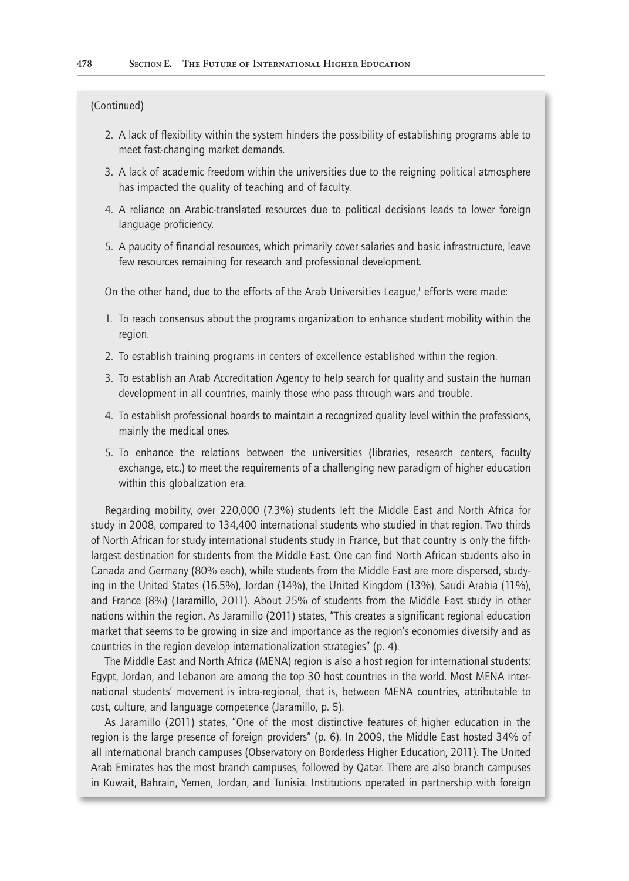(Continued)

2. A lack of flexibility within the system hinders the possibility of establishing programs able to meet fast-changing market demands.
3. A lack of academic freedom within the universities due to the reigning political atmosphere has impacted the quality of teaching and of faculty.
4. A reliance on Arabic-translated resources due to political decisions leads to lower foreign language proficiency.
5. A paucity of financial resources, which primarily cover salaries and basic infrastructure, leave few resources remaining for research and professional development.

On the other hand, due to the efforts of the Arab Universities League,[1] efforts were made:

1. To reach consensus about the programs organization to enhance student mobility within the region.
2. To establish training programs in centers of excellence established within the region.
3. To establish an Arab Accreditation Agency to help search for quality and sustain the human development in all countries, mainly those who pass through wars and trouble.
4. To establish professional boards to maintain a recognized quality level within the professions, mainly the medical ones.
5. To enhance the relations between the universities (libraries, research centers, faculty exchange, etc.) to meet the requirements of a challenging new paradigm of higher education within this globalization era.

Regarding mobility, over 220,000 (7.3%) students left the Middle East and North Africa for study in 2008, compared to 134,400 international students who studied in that region. Two thirds of North African for study international students study in France, but that country is only the fifth-largest destination for students from the Middle East. One can find North African students also in Canada and Germany (80% each), while students from the Middle East are more dispersed, studying in the United States (16.5%), Jordan (14%), the United Kingdom (13%), Saudi Arabia (11%), and France (8%) (Jaramillo, 2011). About 25% of students from the Middle East study in other nations within the region. As Jaramillo (2011) states, "This creates a significant regional education market that seems to be growing in size and importance as the region's economies diversify and as countries in the region develop internationalization strategies" (p. 4).

The Middle East and North Africa (MENA) region is also a host region for international students: Egypt, Jordan, and Lebanon are among the top 30 host countries in the world. Most MENA international students' movement is intra-regional, that is, between MENA countries, attributable to cost, culture, and language competence (Jaramillo, p. 5).

As Jaramillo (2011) states, "One of the most distinctive features of higher education in the region is the large presence of foreign providers" (p. 6). In 2009, the Middle East hosted 34% of all international branch campuses (Observatory on Borderless Higher Education, 2011). The United Arab Emirates has the most branch campuses, followed by Qatar. There are also branch campuses in Kuwait, Bahrain, Yemen, Jordan, and Tunisia. Institutions operated in partnership with foreign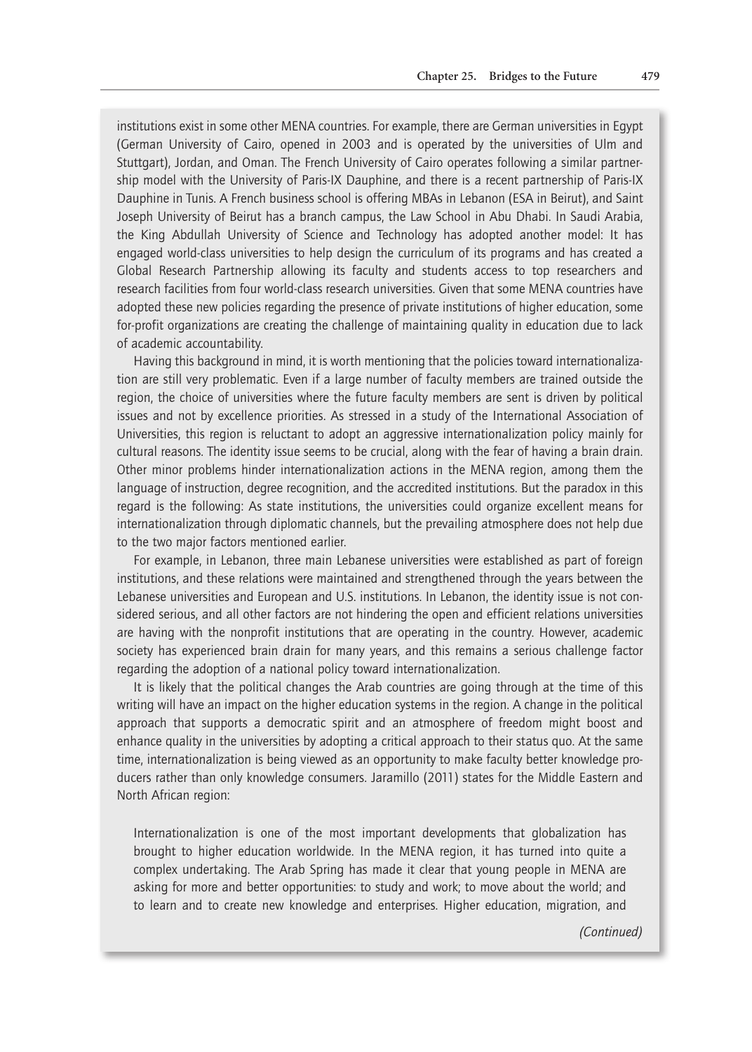institutions exist in some other MENA countries. For example, there are German universities in Egypt (German University of Cairo, opened in 2003 and is operated by the universities of Ulm and Stuttgart), Jordan, and Oman. The French University of Cairo operates following a similar partnership model with the University of Paris-IX Dauphine, and there is a recent partnership of Paris-IX Dauphine in Tunis. A French business school is offering MBAs in Lebanon (ESA in Beirut), and Saint Joseph University of Beirut has a branch campus, the Law School in Abu Dhabi. In Saudi Arabia, the King Abdullah University of Science and Technology has adopted another model: It has engaged world-class universities to help design the curriculum of its programs and has created a Global Research Partnership allowing its faculty and students access to top researchers and research facilities from four world-class research universities. Given that some MENA countries have adopted these new policies regarding the presence of private institutions of higher education, some for-profit organizations are creating the challenge of maintaining quality in education due to lack of academic accountability.

Having this background in mind, it is worth mentioning that the policies toward internationalization are still very problematic. Even if a large number of faculty members are trained outside the region, the choice of universities where the future faculty members are sent is driven by political issues and not by excellence priorities. As stressed in a study of the International Association of Universities, this region is reluctant to adopt an aggressive internationalization policy mainly for cultural reasons. The identity issue seems to be crucial, along with the fear of having a brain drain. Other minor problems hinder internationalization actions in the MENA region, among them the language of instruction, degree recognition, and the accredited institutions. But the paradox in this regard is the following: As state institutions, the universities could organize excellent means for internationalization through diplomatic channels, but the prevailing atmosphere does not help due to the two major factors mentioned earlier.

For example, in Lebanon, three main Lebanese universities were established as part of foreign institutions, and these relations were maintained and strengthened through the years between the Lebanese universities and European and U.S. institutions. In Lebanon, the identity issue is not considered serious, and all other factors are not hindering the open and efficient relations universities are having with the nonprofit institutions that are operating in the country. However, academic society has experienced brain drain for many years, and this remains a serious challenge factor regarding the adoption of a national policy toward internationalization.

It is likely that the political changes the Arab countries are going through at the time of this writing will have an impact on the higher education systems in the region. A change in the political approach that supports a democratic spirit and an atmosphere of freedom might boost and enhance quality in the universities by adopting a critical approach to their status quo. At the same time, internationalization is being viewed as an opportunity to make faculty better knowledge producers rather than only knowledge consumers. Jaramillo (2011) states for the Middle Eastern and North African region:

> Internationalization is one of the most important developments that globalization has brought to higher education worldwide. In the MENA region, it has turned into quite a complex undertaking. The Arab Spring has made it clear that young people in MENA are asking for more and better opportunities: to study and work; to move about the world; and to learn and to create new knowledge and enterprises. Higher education, migration, and

*(Continued)*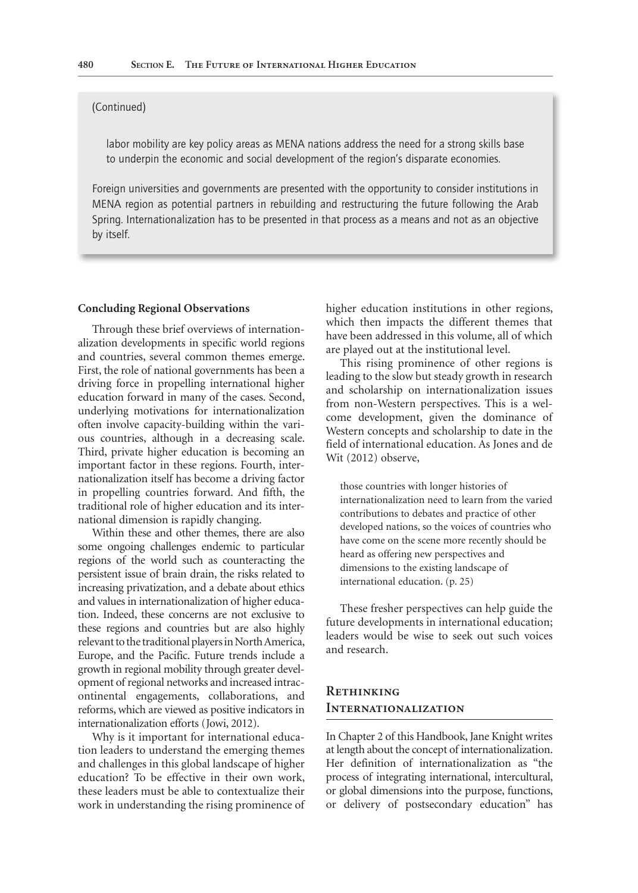(Continued)

> labor mobility are key policy areas as MENA nations address the need for a strong skills base to underpin the economic and social development of the region's disparate economies.

Foreign universities and governments are presented with the opportunity to consider institutions in MENA region as potential partners in rebuilding and restructuring the future following the Arab Spring. Internationalization has to be presented in that process as a means and not as an objective by itself.

**Concluding Regional Observations**

Through these brief overviews of internationalization developments in specific world regions and countries, several common themes emerge. First, the role of national governments has been a driving force in propelling international higher education forward in many of the cases. Second, underlying motivations for internationalization often involve capacity-building within the various countries, although in a decreasing scale. Third, private higher education is becoming an important factor in these regions. Fourth, internationalization itself has become a driving factor in propelling countries forward. And fifth, the traditional role of higher education and its international dimension is rapidly changing.

Within these and other themes, there are also some ongoing challenges endemic to particular regions of the world such as counteracting the persistent issue of brain drain, the risks related to increasing privatization, and a debate about ethics and values in internationalization of higher education. Indeed, these concerns are not exclusive to these regions and countries but are also highly relevant to the traditional players in North America, Europe, and the Pacific. Future trends include a growth in regional mobility through greater development of regional networks and increased intracontinental engagements, collaborations, and reforms, which are viewed as positive indicators in internationalization efforts (Jowi, 2012).

Why is it important for international education leaders to understand the emerging themes and challenges in this global landscape of higher education? To be effective in their own work, these leaders must be able to contextualize their work in understanding the rising prominence of higher education institutions in other regions, which then impacts the different themes that have been addressed in this volume, all of which are played out at the institutional level.

This rising prominence of other regions is leading to the slow but steady growth in research and scholarship on internationalization issues from non-Western perspectives. This is a welcome development, given the dominance of Western concepts and scholarship to date in the field of international education. As Jones and de Wit (2012) observe,

> those countries with longer histories of internationalization need to learn from the varied contributions to debates and practice of other developed nations, so the voices of countries who have come on the scene more recently should be heard as offering new perspectives and dimensions to the existing landscape of international education. (p. 25)

These fresher perspectives can help guide the future developments in international education; leaders would be wise to seek out such voices and research.

## Rethinking Internationalization

In Chapter 2 of this Handbook, Jane Knight writes at length about the concept of internationalization. Her definition of internationalization as "the process of integrating international, intercultural, or global dimensions into the purpose, functions, or delivery of postsecondary education" has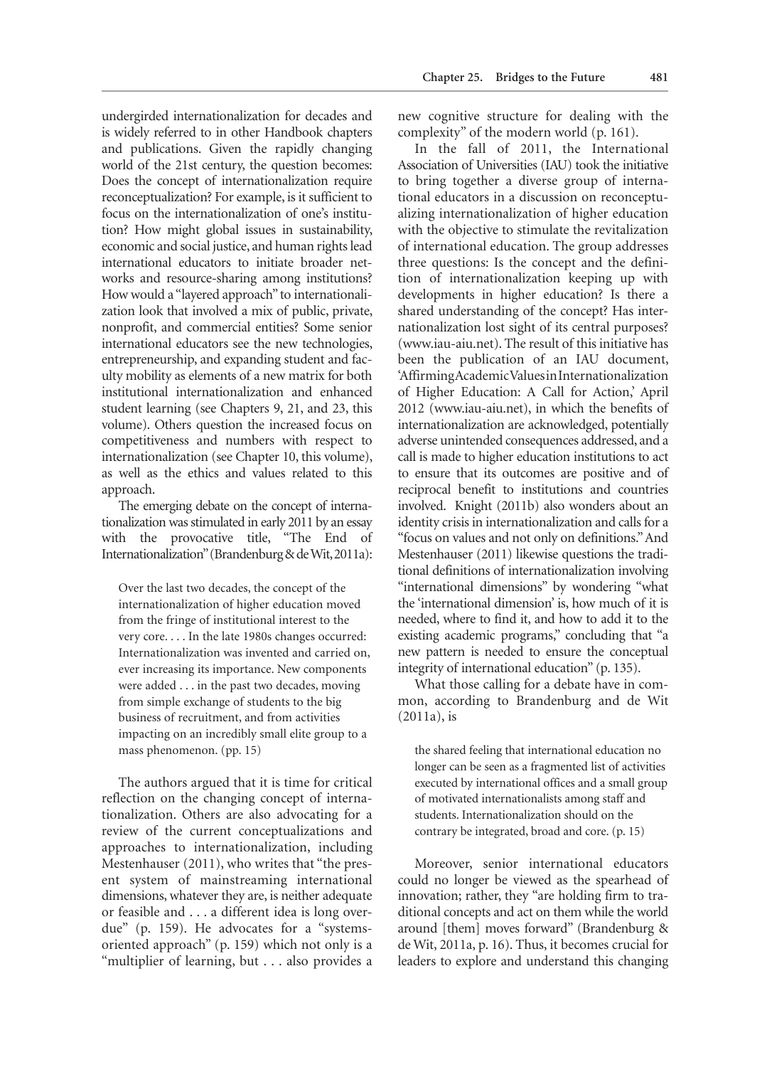undergirded internationalization for decades and is widely referred to in other Handbook chapters and publications. Given the rapidly changing world of the 21st century, the question becomes: Does the concept of internationalization require reconceptualization? For example, is it sufficient to focus on the internationalization of one's institution? How might global issues in sustainability, economic and social justice, and human rights lead international educators to initiate broader networks and resource-sharing among institutions? How would a "layered approach" to internationalization look that involved a mix of public, private, nonprofit, and commercial entities? Some senior international educators see the new technologies, entrepreneurship, and expanding student and faculty mobility as elements of a new matrix for both institutional internationalization and enhanced student learning (see Chapters 9, 21, and 23, this volume). Others question the increased focus on competitiveness and numbers with respect to internationalization (see Chapter 10, this volume), as well as the ethics and values related to this approach.

The emerging debate on the concept of internationalization was stimulated in early 2011 by an essay with the provocative title, "The End of Internationalization" (Brandenburg & de Wit, 2011a):

> Over the last two decades, the concept of the internationalization of higher education moved from the fringe of institutional interest to the very core. . . . In the late 1980s changes occurred: Internationalization was invented and carried on, ever increasing its importance. New components were added . . . in the past two decades, moving from simple exchange of students to the big business of recruitment, and from activities impacting on an incredibly small elite group to a mass phenomenon. (pp. 15)

The authors argued that it is time for critical reflection on the changing concept of internationalization. Others are also advocating for a review of the current conceptualizations and approaches to internationalization, including Mestenhauser (2011), who writes that "the present system of mainstreaming international dimensions, whatever they are, is neither adequate or feasible and . . . a different idea is long overdue" (p. 159). He advocates for a "systems-oriented approach" (p. 159) which not only is a "multiplier of learning, but . . . also provides a new cognitive structure for dealing with the complexity" of the modern world (p. 161).

In the fall of 2011, the International Association of Universities (IAU) took the initiative to bring together a diverse group of international educators in a discussion on reconceptualizing internationalization of higher education with the objective to stimulate the revitalization of international education. The group addresses three questions: Is the concept and the definition of internationalization keeping up with developments in higher education? Is there a shared understanding of the concept? Has internationalization lost sight of its central purposes? (www.iau-aiu.net). The result of this initiative has been the publication of an IAU document, 'Affirming Academic Values in Internationalization of Higher Education: A Call for Action,' April 2012 (www.iau-aiu.net), in which the benefits of internationalization are acknowledged, potentially adverse unintended consequences addressed, and a call is made to higher education institutions to act to ensure that its outcomes are positive and of reciprocal benefit to institutions and countries involved. Knight (2011b) also wonders about an identity crisis in internationalization and calls for a "focus on values and not only on definitions." And Mestenhauser (2011) likewise questions the traditional definitions of internationalization involving "international dimensions" by wondering "what the 'international dimension' is, how much of it is needed, where to find it, and how to add it to the existing academic programs," concluding that "a new pattern is needed to ensure the conceptual integrity of international education" (p. 135).

What those calling for a debate have in common, according to Brandenburg and de Wit (2011a), is

> the shared feeling that international education no longer can be seen as a fragmented list of activities executed by international offices and a small group of motivated internationalists among staff and students. Internationalization should on the contrary be integrated, broad and core. (p. 15)

Moreover, senior international educators could no longer be viewed as the spearhead of innovation; rather, they "are holding firm to traditional concepts and act on them while the world around [them] moves forward" (Brandenburg & de Wit, 2011a, p. 16). Thus, it becomes crucial for leaders to explore and understand this changing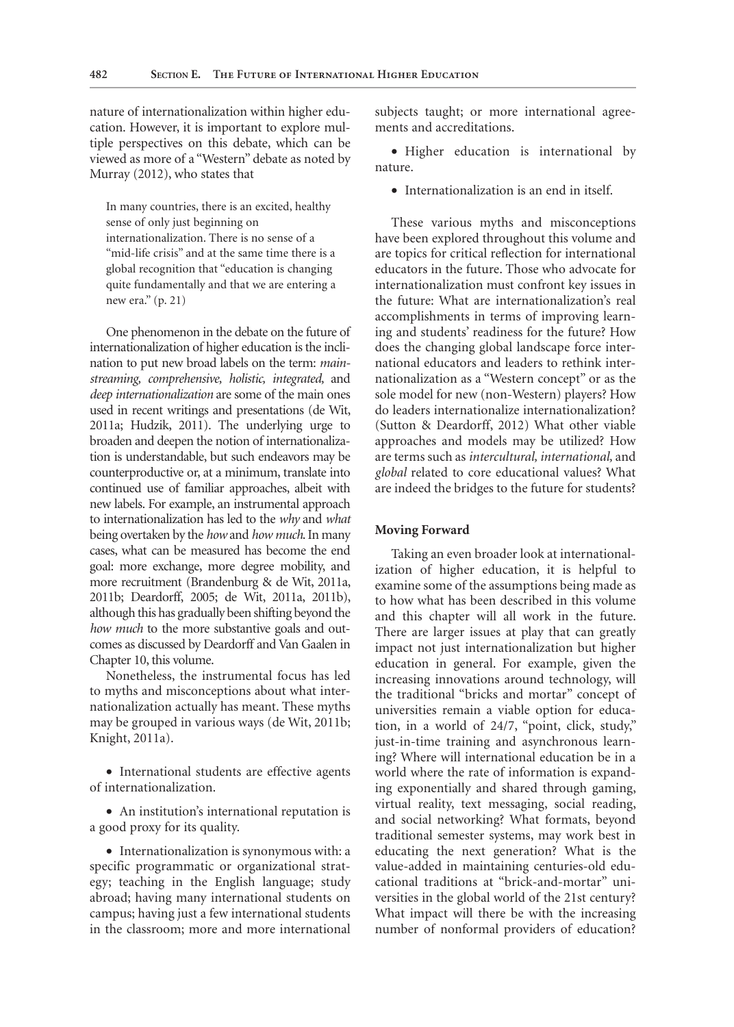nature of internationalization within higher education. However, it is important to explore multiple perspectives on this debate, which can be viewed as more of a "Western" debate as noted by Murray (2012), who states that

> In many countries, there is an excited, healthy sense of only just beginning on internationalization. There is no sense of a "mid-life crisis" and at the same time there is a global recognition that "education is changing quite fundamentally and that we are entering a new era." (p. 21)

One phenomenon in the debate on the future of internationalization of higher education is the inclination to put new broad labels on the term: *mainstreaming, comprehensive, holistic, integrated,* and *deep internationalization* are some of the main ones used in recent writings and presentations (de Wit, 2011a; Hudzik, 2011). The underlying urge to broaden and deepen the notion of internationalization is understandable, but such endeavors may be counterproductive or, at a minimum, translate into continued use of familiar approaches, albeit with new labels. For example, an instrumental approach to internationalization has led to the *why* and *what* being overtaken by the *how* and *how much*. In many cases, what can be measured has become the end goal: more exchange, more degree mobility, and more recruitment (Brandenburg & de Wit, 2011a, 2011b; Deardorff, 2005; de Wit, 2011a, 2011b), although this has gradually been shifting beyond the *how much* to the more substantive goals and outcomes as discussed by Deardorff and Van Gaalen in Chapter 10, this volume.

Nonetheless, the instrumental focus has led to myths and misconceptions about what internationalization actually has meant. These myths may be grouped in various ways (de Wit, 2011b; Knight, 2011a).

- International students are effective agents of internationalization.
- An institution's international reputation is a good proxy for its quality.
- Internationalization is synonymous with: a specific programmatic or organizational strategy; teaching in the English language; study abroad; having many international students on campus; having just a few international students in the classroom; more and more international subjects taught; or more international agreements and accreditations.
- Higher education is international by nature.
- Internationalization is an end in itself.

These various myths and misconceptions have been explored throughout this volume and are topics for critical reflection for international educators in the future. Those who advocate for internationalization must confront key issues in the future: What are internationalization's real accomplishments in terms of improving learning and students' readiness for the future? How does the changing global landscape force international educators and leaders to rethink internationalization as a "Western concept" or as the sole model for new (non-Western) players? How do leaders internationalize internationalization? (Sutton & Deardorff, 2012) What other viable approaches and models may be utilized? How are terms such as *intercultural, international,* and *global* related to core educational values? What are indeed the bridges to the future for students?

#### Moving Forward

Taking an even broader look at internationalization of higher education, it is helpful to examine some of the assumptions being made as to how what has been described in this volume and this chapter will all work in the future. There are larger issues at play that can greatly impact not just internationalization but higher education in general. For example, given the increasing innovations around technology, will the traditional "bricks and mortar" concept of universities remain a viable option for education, in a world of 24/7, "point, click, study," just-in-time training and asynchronous learning? Where will international education be in a world where the rate of information is expanding exponentially and shared through gaming, virtual reality, text messaging, social reading, and social networking? What formats, beyond traditional semester systems, may work best in educating the next generation? What is the value-added in maintaining centuries-old educational traditions at "brick-and-mortar" universities in the global world of the 21st century? What impact will there be with the increasing number of nonformal providers of education?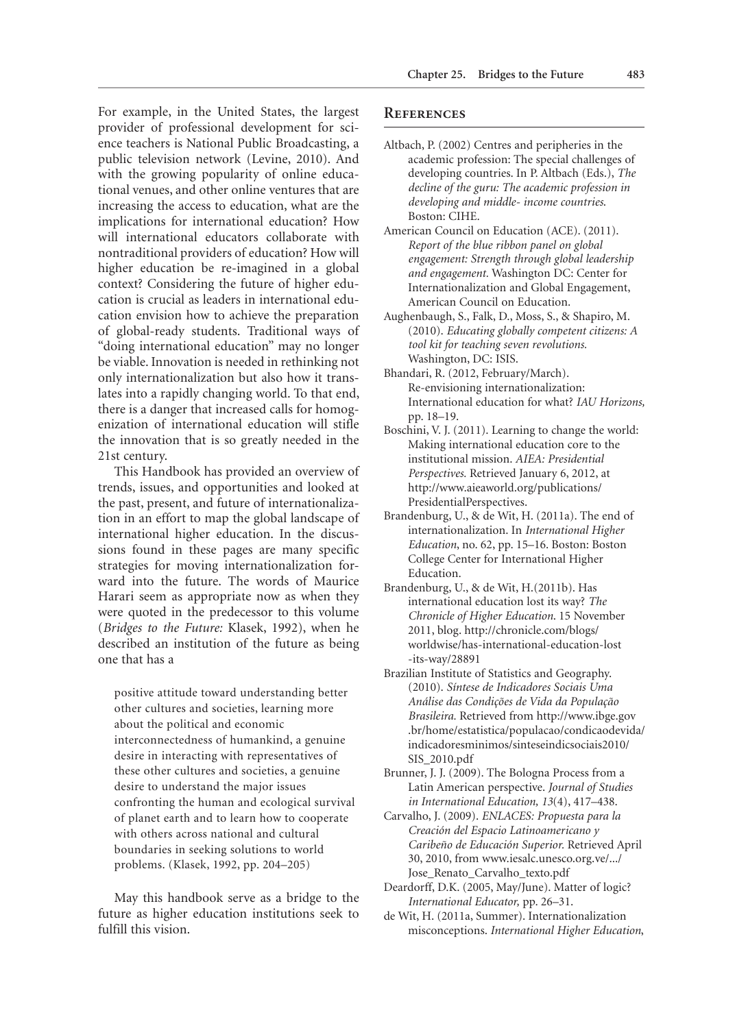For example, in the United States, the largest provider of professional development for science teachers is National Public Broadcasting, a public television network (Levine, 2010). And with the growing popularity of online educational venues, and other online ventures that are increasing the access to education, what are the implications for international education? How will international educators collaborate with nontraditional providers of education? How will higher education be re-imagined in a global context? Considering the future of higher education is crucial as leaders in international education envision how to achieve the preparation of global-ready students. Traditional ways of "doing international education" may no longer be viable. Innovation is needed in rethinking not only internationalization but also how it translates into a rapidly changing world. To that end, there is a danger that increased calls for homogenization of international education will stifle the innovation that is so greatly needed in the 21st century.

This Handbook has provided an overview of trends, issues, and opportunities and looked at the past, present, and future of internationalization in an effort to map the global landscape of international higher education. In the discussions found in these pages are many specific strategies for moving internationalization forward into the future. The words of Maurice Harari seem as appropriate now as when they were quoted in the predecessor to this volume (*Bridges to the Future:* Klasek, 1992), when he described an institution of the future as being one that has a

> positive attitude toward understanding better other cultures and societies, learning more about the political and economic interconnectedness of humankind, a genuine desire in interacting with representatives of these other cultures and societies, a genuine desire to understand the major issues confronting the human and ecological survival of planet earth and to learn how to cooperate with others across national and cultural boundaries in seeking solutions to world problems. (Klasek, 1992, pp. 204–205)

May this handbook serve as a bridge to the future as higher education institutions seek to fulfill this vision.

## References

Altbach, P. (2002) Centres and peripheries in the academic profession: The special challenges of developing countries. In P. Altbach (Eds.), *The decline of the guru: The academic profession in developing and middle- income countries.* Boston: CIHE.

American Council on Education (ACE). (2011). *Report of the blue ribbon panel on global engagement: Strength through global leadership and engagement.* Washington DC: Center for Internationalization and Global Engagement, American Council on Education.

Aughenbaugh, S., Falk, D., Moss, S., & Shapiro, M. (2010). *Educating globally competent citizens: A tool kit for teaching seven revolutions.* Washington, DC: ISIS.

Bhandari, R. (2012, February/March). Re-envisioning internationalization: International education for what? *IAU Horizons,* pp. 18–19.

Boschini, V. J. (2011). Learning to change the world: Making international education core to the institutional mission. *AIEA: Presidential Perspectives.* Retrieved January 6, 2012, at http://www.aieaworld.org/publications/PresidentialPerspectives.

Brandenburg, U., & de Wit, H. (2011a). The end of internationalization. In *International Higher Education*, no. 62, pp. 15–16. Boston: Boston College Center for International Higher Education.

Brandenburg, U., & de Wit, H.(2011b). Has international education lost its way? *The Chronicle of Higher Education*. 15 November 2011, blog. http://chronicle.com/blogs/worldwise/has-international-education-lost-its-way/28891

Brazilian Institute of Statistics and Geography. (2010). *Síntese de Indicadores Sociais Uma Análise das Condições de Vida da População Brasileira.* Retrieved from http://www.ibge.gov.br/home/estatistica/populacao/condicaodevida/indicadoresminimos/sinteseindicsociais2010/SIS_2010.pdf

Brunner, J. J. (2009). The Bologna Process from a Latin American perspective. *Journal of Studies in International Education, 13*(4), 417–438.

Carvalho, J. (2009). *ENLACES: Propuesta para la Creación del Espacio Latinoamericano y Caribeño de Educación Superior.* Retrieved April 30, 2010, from www.iesalc.unesco.org.ve/.../Jose_Renato_Carvalho_texto.pdf

Deardorff, D.K. (2005, May/June). Matter of logic? *International Educator,* pp. 26–31.

de Wit, H. (2011a, Summer). Internationalization misconceptions. *International Higher Education,*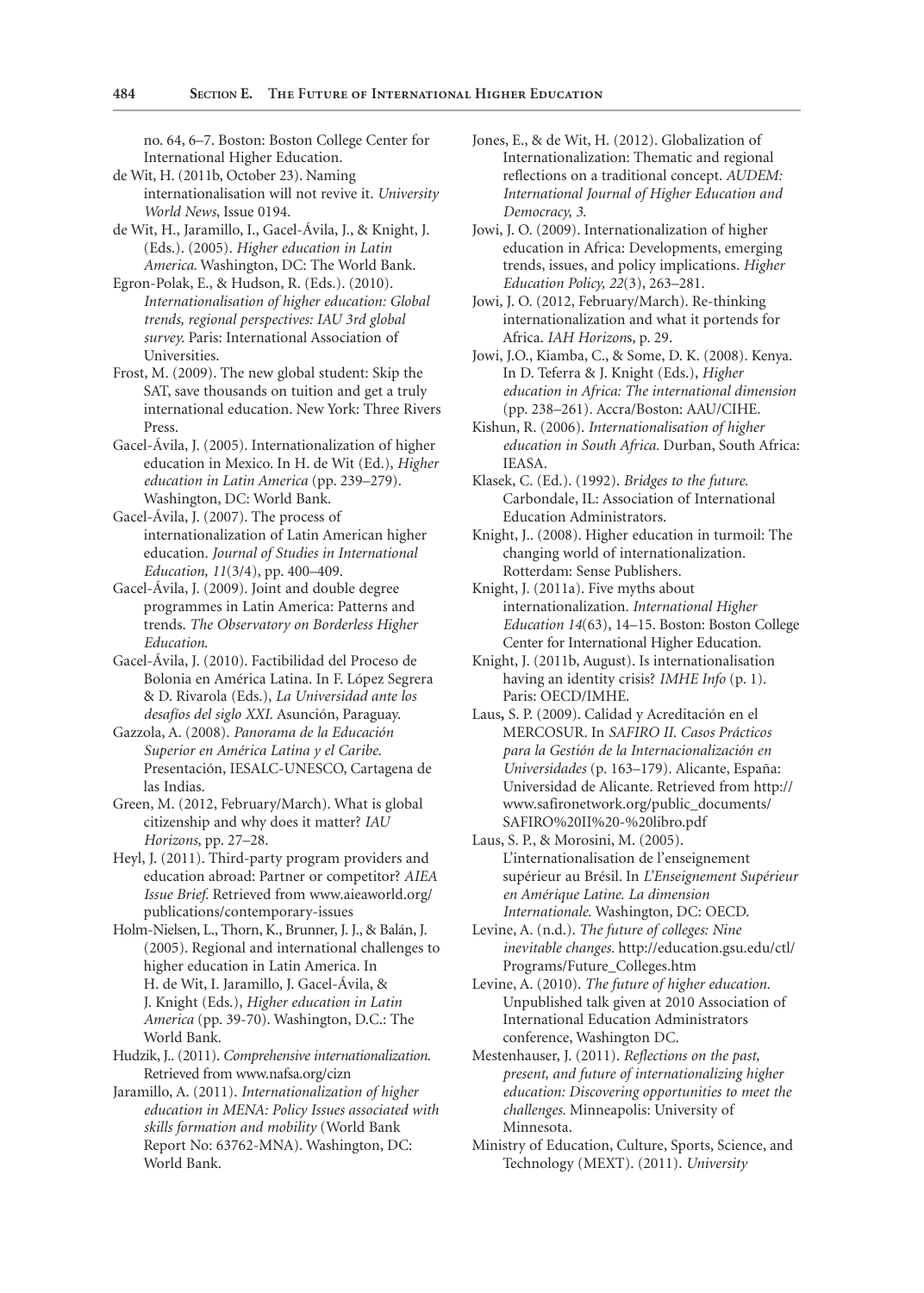no. 64, 6–7. Boston: Boston College Center for International Higher Education.

de Wit, H. (2011b, October 23). Naming internationalisation will not revive it. *University World News*, Issue 0194.

de Wit, H., Jaramillo, I., Gacel-Ávila, J., & Knight, J. (Eds.). (2005). *Higher education in Latin America*. Washington, DC: The World Bank.

Egron-Polak, E., & Hudson, R. (Eds.). (2010). *Internationalisation of higher education: Global trends, regional perspectives: IAU 3rd global survey.* Paris: International Association of Universities.

Frost, M. (2009). The new global student: Skip the SAT, save thousands on tuition and get a truly international education. New York: Three Rivers Press.

Gacel-Ávila, J. (2005). Internationalization of higher education in Mexico. In H. de Wit (Ed.), *Higher education in Latin America* (pp. 239–279). Washington, DC: World Bank.

Gacel-Ávila, J. (2007). The process of internationalization of Latin American higher education. *Journal of Studies in International Education, 11*(3/4), pp. 400–409.

Gacel-Ávila, J. (2009). Joint and double degree programmes in Latin America: Patterns and trends. *The Observatory on Borderless Higher Education*.

Gacel-Ávila, J. (2010). Factibilidad del Proceso de Bolonia en América Latina. In F. López Segrera & D. Rivarola (Eds.), *La Universidad ante los desafíos del siglo XXI*. Asunción, Paraguay.

Gazzola, A. (2008). *Panorama de la Educación Superior en América Latina y el Caribe.* Presentación, IESALC-UNESCO, Cartagena de las Indias.

Green, M. (2012, February/March). What is global citizenship and why does it matter? *IAU Horizons*, pp. 27–28.

Heyl, J. (2011). Third-party program providers and education abroad: Partner or competitor? *AIEA Issue Brief*. Retrieved from www.aieaworld.org/publications/contemporary-issues

Holm-Nielsen, L., Thorn, K., Brunner, J. J., & Balán, J. (2005). Regional and international challenges to higher education in Latin America. In H. de Wit, I. Jaramillo, J. Gacel-Ávila, & J. Knight (Eds.), *Higher education in Latin America* (pp. 39-70). Washington, D.C.: The World Bank.

Hudzik, J.. (2011). *Comprehensive internationalization.* Retrieved from www.nafsa.org/cizn

Jaramillo, A. (2011). *Internationalization of higher education in MENA: Policy Issues associated with skills formation and mobility* (World Bank Report No: 63762-MNA). Washington, DC: World Bank.

Jones, E., & de Wit, H. (2012). Globalization of Internationalization: Thematic and regional reflections on a traditional concept. *AUDEM: International Journal of Higher Education and Democracy, 3.*

Jowi, J. O. (2009). Internationalization of higher education in Africa: Developments, emerging trends, issues, and policy implications. *Higher Education Policy, 22*(3), 263–281.

Jowi, J. O. (2012, February/March). Re-thinking internationalization and what it portends for Africa. *IAH Horizon*s, p. 29.

Jowi, J.O., Kiamba, C., & Some, D. K. (2008). Kenya. In D. Teferra & J. Knight (Eds.), *Higher education in Africa: The international dimension* (pp. 238–261). Accra/Boston: AAU/CIHE.

Kishun, R. (2006). *Internationalisation of higher education in South Africa.* Durban, South Africa: IEASA.

Klasek, C. (Ed.). (1992). *Bridges to the future.* Carbondale, IL: Association of International Education Administrators.

Knight, J.. (2008). Higher education in turmoil: The changing world of internationalization. Rotterdam: Sense Publishers.

Knight, J. (2011a). Five myths about internationalization. *International Higher Education 14*(63), 14–15. Boston: Boston College Center for International Higher Education.

Knight, J. (2011b, August). Is internationalisation having an identity crisis? *IMHE Info* (p. 1). Paris: OECD/IMHE.

Laus, S. P. (2009). Calidad y Acreditación en el MERCOSUR. In *SAFIRO II. Casos Prácticos para la Gestión de la Internacionalización en Universidades* (p. 163–179). Alicante, España: Universidad de Alicante. Retrieved from http://www.safironetwork.org/public_documents/SAFIRO%20II%20-%20libro.pdf

Laus, S. P., & Morosini, M. (2005). L'internationalisation de l'enseignement supérieur au Brésil. In *L'Enseignement Supérieur en Amérique Latine. La dimension Internationale.* Washington, DC: OECD.

Levine, A. (n.d.). *The future of colleges: Nine inevitable changes.* http://education.gsu.edu/ctl/Programs/Future_Colleges.htm

Levine, A. (2010). *The future of higher education.* Unpublished talk given at 2010 Association of International Education Administrators conference, Washington DC.

Mestenhauser, J. (2011). *Reflections on the past, present, and future of internationalizing higher education: Discovering opportunities to meet the challenges.* Minneapolis: University of Minnesota.

Ministry of Education, Culture, Sports, Science, and Technology (MEXT). (2011). *University*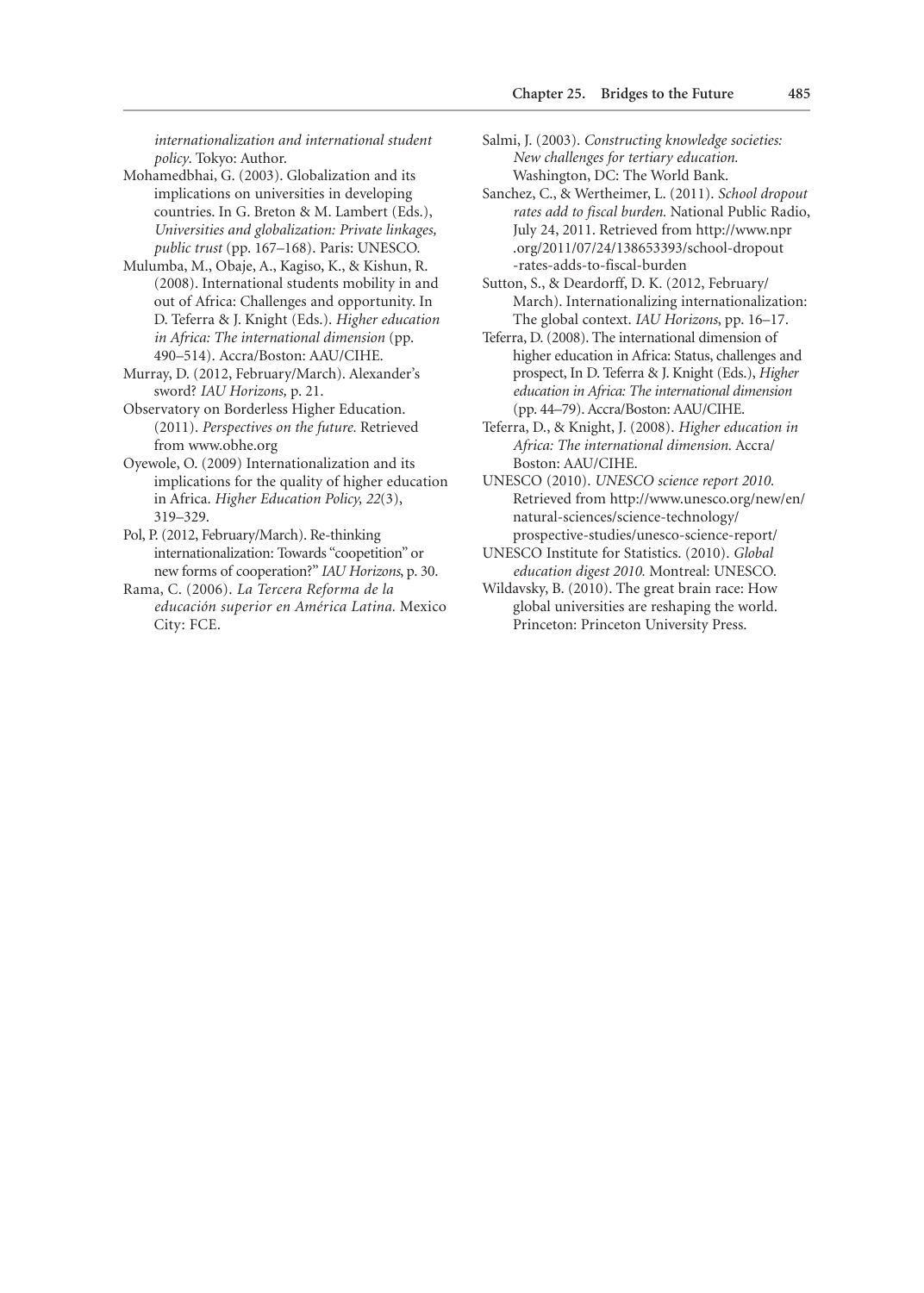*internationalization and international student policy*. Tokyo: Author.

Mohamedbhai, G. (2003). Globalization and its implications on universities in developing countries. In G. Breton & M. Lambert (Eds.), *Universities and globalization: Private linkages, public trust* (pp. 167–168). Paris: UNESCO.

Mulumba, M., Obaje, A., Kagiso, K., & Kishun, R. (2008). International students mobility in and out of Africa: Challenges and opportunity. In D. Teferra & J. Knight (Eds.). *Higher education in Africa: The international dimension* (pp. 490–514). Accra/Boston: AAU/CIHE.

Murray, D. (2012, February/March). Alexander's sword? *IAU Horizons,* p. 21.

Observatory on Borderless Higher Education. (2011). *Perspectives on the future.* Retrieved from www.obhe.org

Oyewole, O. (2009) Internationalization and its implications for the quality of higher education in Africa. *Higher Education Policy, 22*(3), 319–329.

Pol, P. (2012, February/March). Re-thinking internationalization: Towards "coopetition" or new forms of cooperation?" *IAU Horizons*, p. 30.

Rama, C. (2006). *La Tercera Reforma de la educación superior en América Latina.* Mexico City: FCE.

Salmi, J. (2003). *Constructing knowledge societies: New challenges for tertiary education.* Washington, DC: The World Bank.

Sanchez, C., & Wertheimer, L. (2011). *School dropout rates add to fiscal burden.* National Public Radio, July 24, 2011. Retrieved from http://www.npr.org/2011/07/24/138653393/school-dropout-rates-adds-to-fiscal-burden

Sutton, S., & Deardorff, D. K. (2012, February/March). Internationalizing internationalization: The global context. *IAU Horizons*, pp. 16–17.

Teferra, D. (2008). The international dimension of higher education in Africa: Status, challenges and prospect, In D. Teferra & J. Knight (Eds.), *Higher education in Africa: The international dimension* (pp. 44–79). Accra/Boston: AAU/CIHE.

Teferra, D., & Knight, J. (2008). *Higher education in Africa: The international dimension.* Accra/Boston: AAU/CIHE.

UNESCO (2010). *UNESCO science report 2010.* Retrieved from http://www.unesco.org/new/en/natural-sciences/science-technology/prospective-studies/unesco-science-report/

UNESCO Institute for Statistics. (2010). *Global education digest 2010.* Montreal: UNESCO.

Wildavsky, B. (2010). The great brain race: How global universities are reshaping the world. Princeton: Princeton University Press.